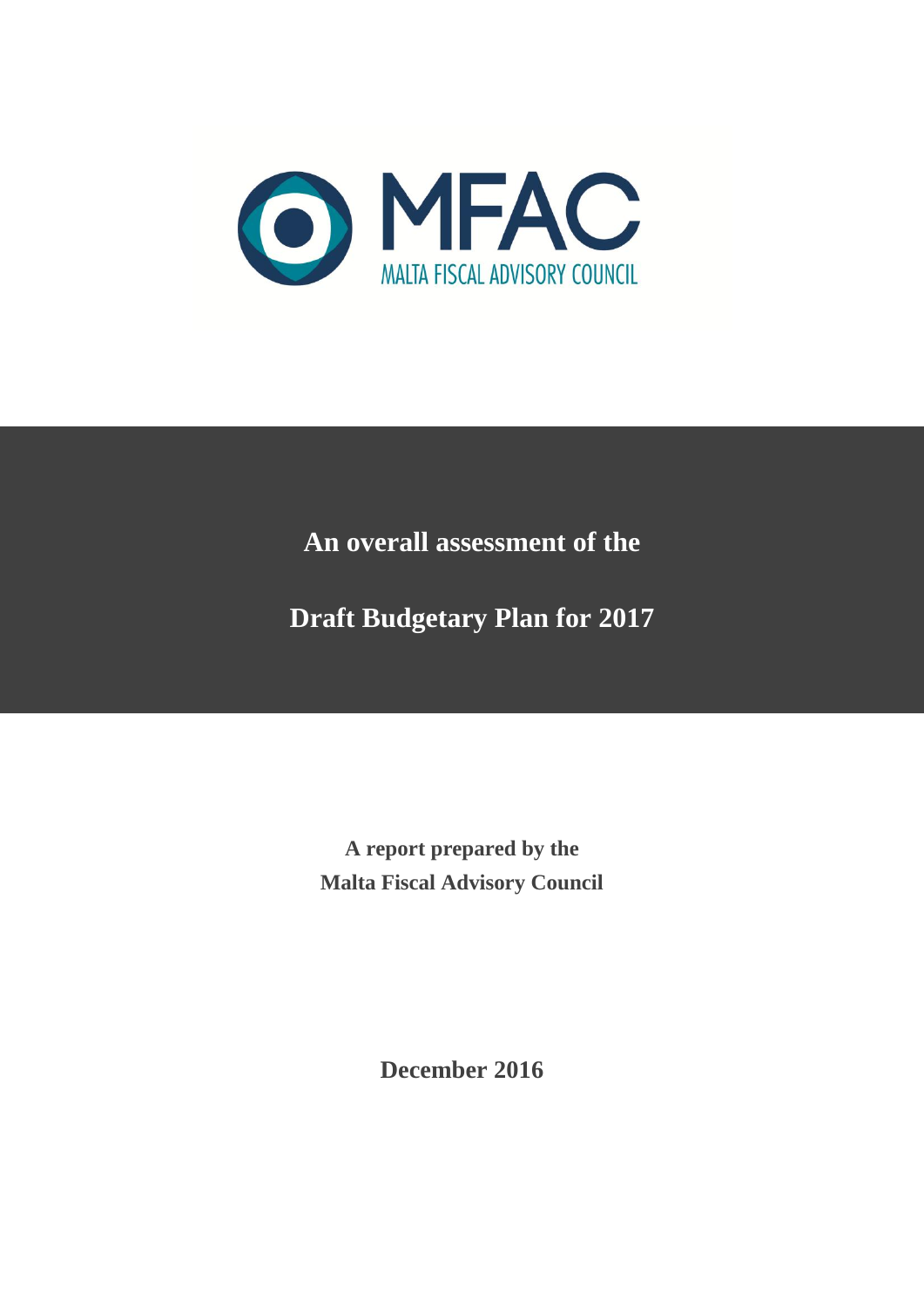MFAC

MALTA FISCAL ADVISORY COUNCIL

# An overall assessment of the Draft Budgetary Plan for 2017

**A report prepared by the Malta Fiscal Advisory Council**

**December 2016**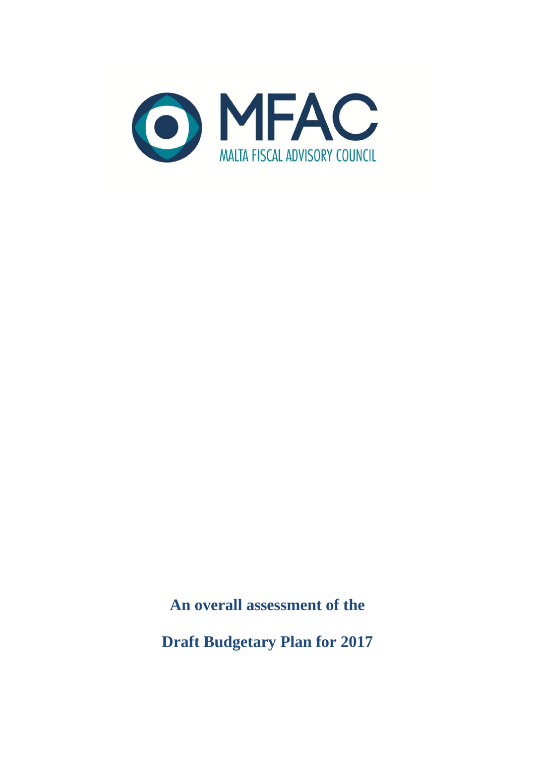MFAC

MALTA FISCAL ADVISORY COUNCIL

**An overall assessment of the**

**Draft Budgetary Plan for 2017**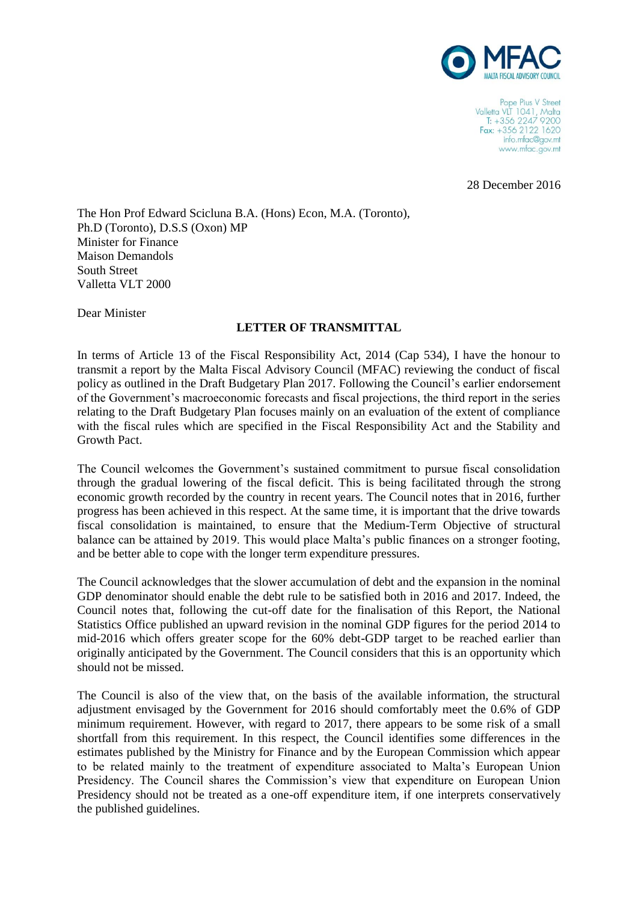MFAC
MALTA FISCAL ADVISORY COUNCIL

Pope Pius V Street
Valletta VLT 1041, Malta
T: +356 2247 9200
Fax: +356 2122 1620
info.mfac@gov.mt
www.mfac.gov.mt

28 December 2016

The Hon Prof Edward Scicluna B.A. (Hons) Econ, M.A. (Toronto),
Ph.D (Toronto), D.S.S (Oxon) MP
Minister for Finance
Maison Demandols
South Street
Valletta VLT 2000

Dear Minister

**LETTER OF TRANSMITTAL**

In terms of Article 13 of the Fiscal Responsibility Act, 2014 (Cap 534), I have the honour to transmit a report by the Malta Fiscal Advisory Council (MFAC) reviewing the conduct of fiscal policy as outlined in the Draft Budgetary Plan 2017. Following the Council's earlier endorsement of the Government's macroeconomic forecasts and fiscal projections, the third report in the series relating to the Draft Budgetary Plan focuses mainly on an evaluation of the extent of compliance with the fiscal rules which are specified in the Fiscal Responsibility Act and the Stability and Growth Pact.

The Council welcomes the Government's sustained commitment to pursue fiscal consolidation through the gradual lowering of the fiscal deficit. This is being facilitated through the strong economic growth recorded by the country in recent years. The Council notes that in 2016, further progress has been achieved in this respect. At the same time, it is important that the drive towards fiscal consolidation is maintained, to ensure that the Medium-Term Objective of structural balance can be attained by 2019. This would place Malta's public finances on a stronger footing, and be better able to cope with the longer term expenditure pressures.

The Council acknowledges that the slower accumulation of debt and the expansion in the nominal GDP denominator should enable the debt rule to be satisfied both in 2016 and 2017. Indeed, the Council notes that, following the cut-off date for the finalisation of this Report, the National Statistics Office published an upward revision in the nominal GDP figures for the period 2014 to mid-2016 which offers greater scope for the 60% debt-GDP target to be reached earlier than originally anticipated by the Government. The Council considers that this is an opportunity which should not be missed.

The Council is also of the view that, on the basis of the available information, the structural adjustment envisaged by the Government for 2016 should comfortably meet the 0.6% of GDP minimum requirement. However, with regard to 2017, there appears to be some risk of a small shortfall from this requirement. In this respect, the Council identifies some differences in the estimates published by the Ministry for Finance and by the European Commission which appear to be related mainly to the treatment of expenditure associated to Malta's European Union Presidency. The Council shares the Commission's view that expenditure on European Union Presidency should not be treated as a one-off expenditure item, if one interprets conservatively the published guidelines.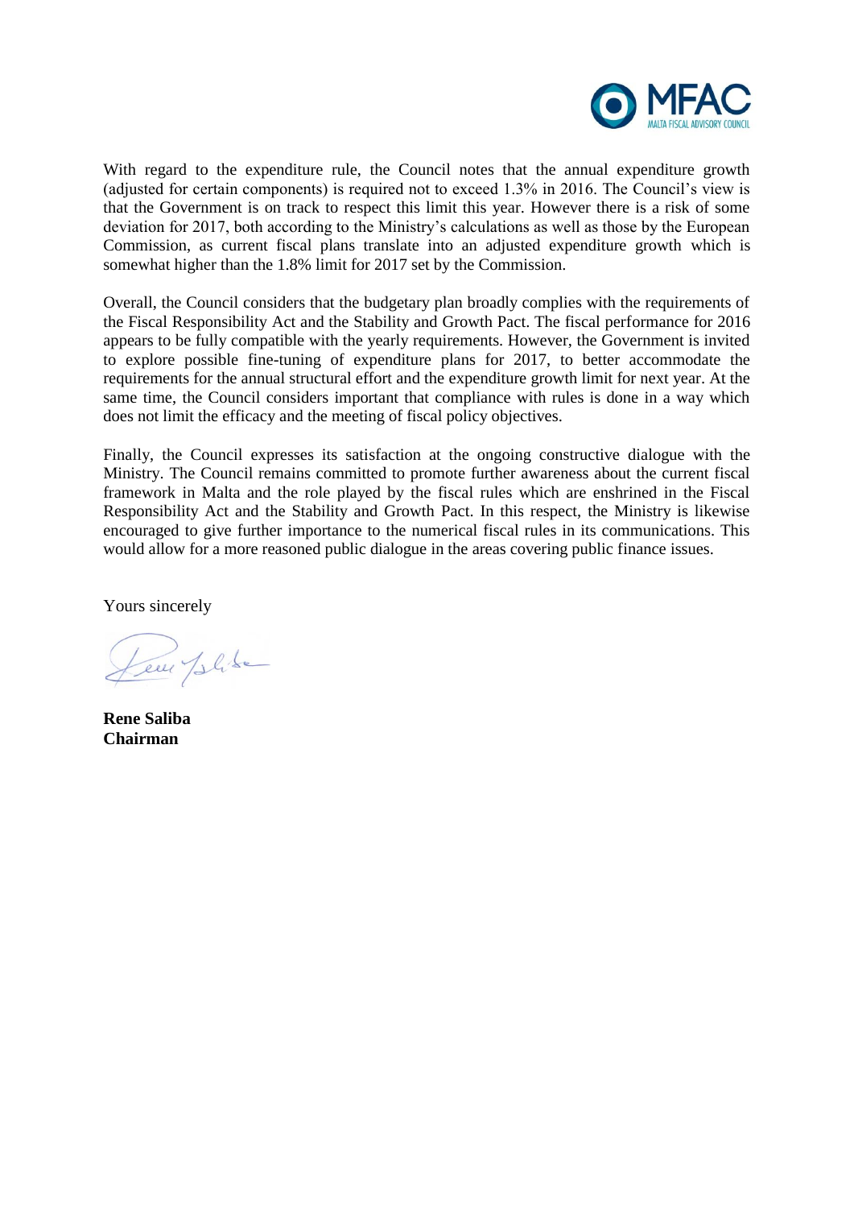With regard to the expenditure rule, the Council notes that the annual expenditure growth (adjusted for certain components) is required not to exceed 1.3% in 2016. The Council's view is that the Government is on track to respect this limit this year. However there is a risk of some deviation for 2017, both according to the Ministry's calculations as well as those by the European Commission, as current fiscal plans translate into an adjusted expenditure growth which is somewhat higher than the 1.8% limit for 2017 set by the Commission.

Overall, the Council considers that the budgetary plan broadly complies with the requirements of the Fiscal Responsibility Act and the Stability and Growth Pact. The fiscal performance for 2016 appears to be fully compatible with the yearly requirements. However, the Government is invited to explore possible fine-tuning of expenditure plans for 2017, to better accommodate the requirements for the annual structural effort and the expenditure growth limit for next year. At the same time, the Council considers important that compliance with rules is done in a way which does not limit the efficacy and the meeting of fiscal policy objectives.

Finally, the Council expresses its satisfaction at the ongoing constructive dialogue with the Ministry. The Council remains committed to promote further awareness about the current fiscal framework in Malta and the role played by the fiscal rules which are enshrined in the Fiscal Responsibility Act and the Stability and Growth Pact. In this respect, the Ministry is likewise encouraged to give further importance to the numerical fiscal rules in its communications. This would allow for a more reasoned public dialogue in the areas covering public finance issues.

Yours sincerely

**Rene Saliba**
**Chairman**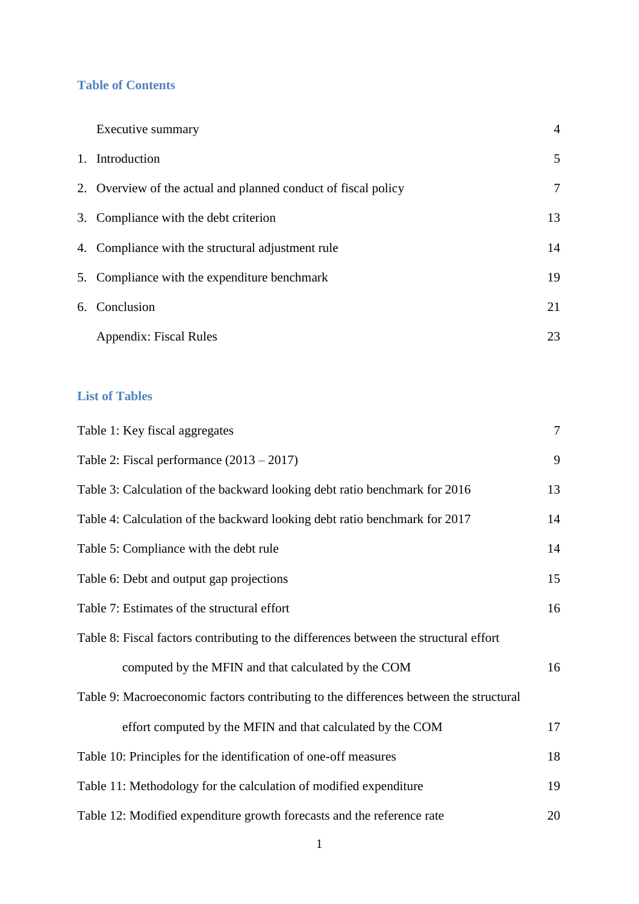## Table of Contents

| | | |
|---|---|---|
| | Executive summary | 4 |
| 1. | Introduction | 5 |
| 2. | Overview of the actual and planned conduct of fiscal policy | 7 |
| 3. | Compliance with the debt criterion | 13 |
| 4. | Compliance with the structural adjustment rule | 14 |
| 5. | Compliance with the expenditure benchmark | 19 |
| 6. | Conclusion | 21 |
| | Appendix: Fiscal Rules | 23 |

## List of Tables

| | |
|---|---|
| Table 1: Key fiscal aggregates | 7 |
| Table 2: Fiscal performance (2013 – 2017) | 9 |
| Table 3: Calculation of the backward looking debt ratio benchmark for 2016 | 13 |
| Table 4: Calculation of the backward looking debt ratio benchmark for 2017 | 14 |
| Table 5: Compliance with the debt rule | 14 |
| Table 6: Debt and output gap projections | 15 |
| Table 7: Estimates of the structural effort | 16 |
| Table 8: Fiscal factors contributing to the differences between the structural effort computed by the MFIN and that calculated by the COM | 16 |
| Table 9: Macroeconomic factors contributing to the differences between the structural effort computed by the MFIN and that calculated by the COM | 17 |
| Table 10: Principles for the identification of one-off measures | 18 |
| Table 11: Methodology for the calculation of modified expenditure | 19 |
| Table 12: Modified expenditure growth forecasts and the reference rate | 20 |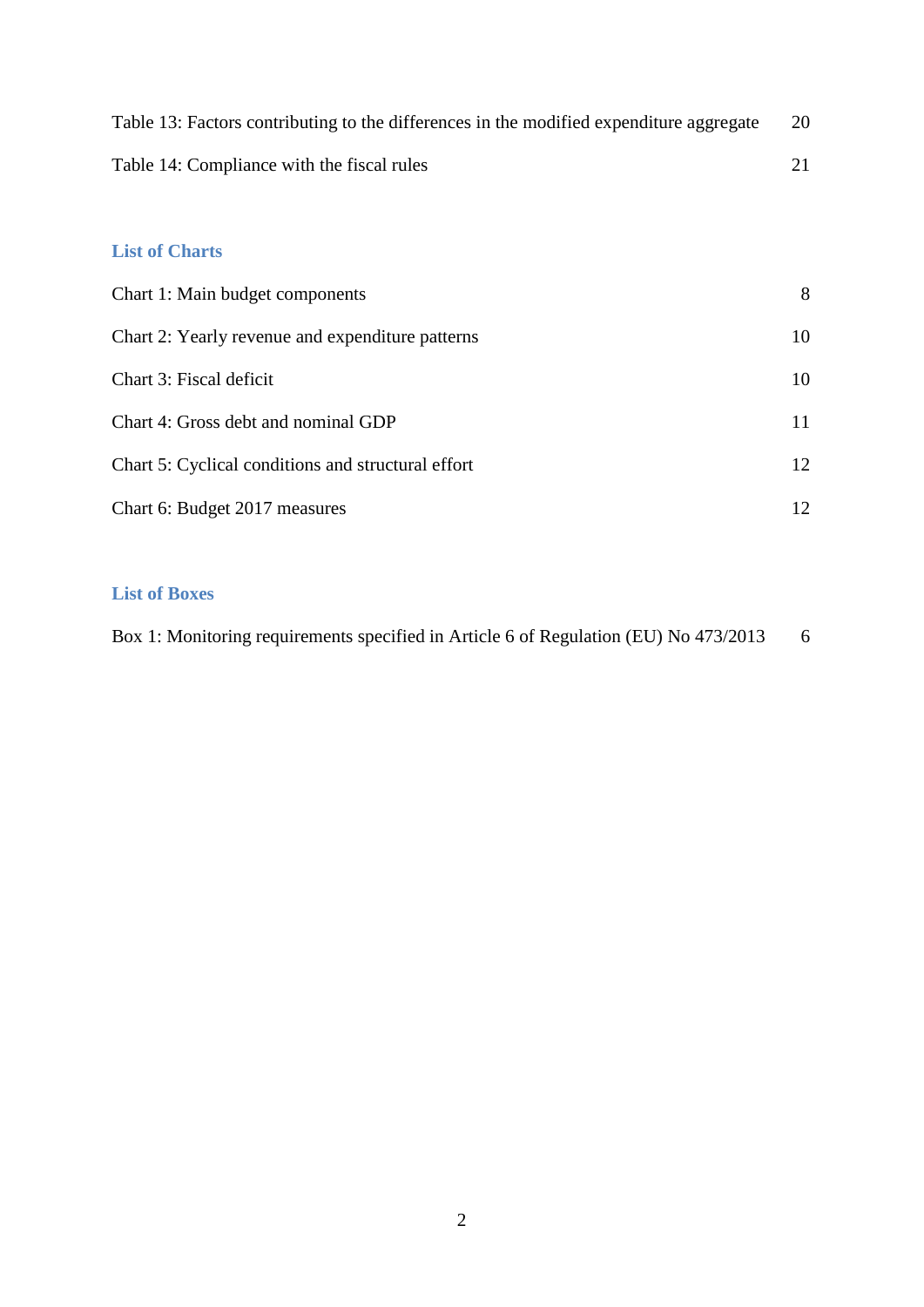Table 13: Factors contributing to the differences in the modified expenditure aggregate 20

Table 14: Compliance with the fiscal rules 21

## List of Charts

Chart 1: Main budget components 8

Chart 2: Yearly revenue and expenditure patterns 10

Chart 3: Fiscal deficit 10

Chart 4: Gross debt and nominal GDP 11

Chart 5: Cyclical conditions and structural effort 12

Chart 6: Budget 2017 measures 12

## List of Boxes

Box 1: Monitoring requirements specified in Article 6 of Regulation (EU) No 473/2013 6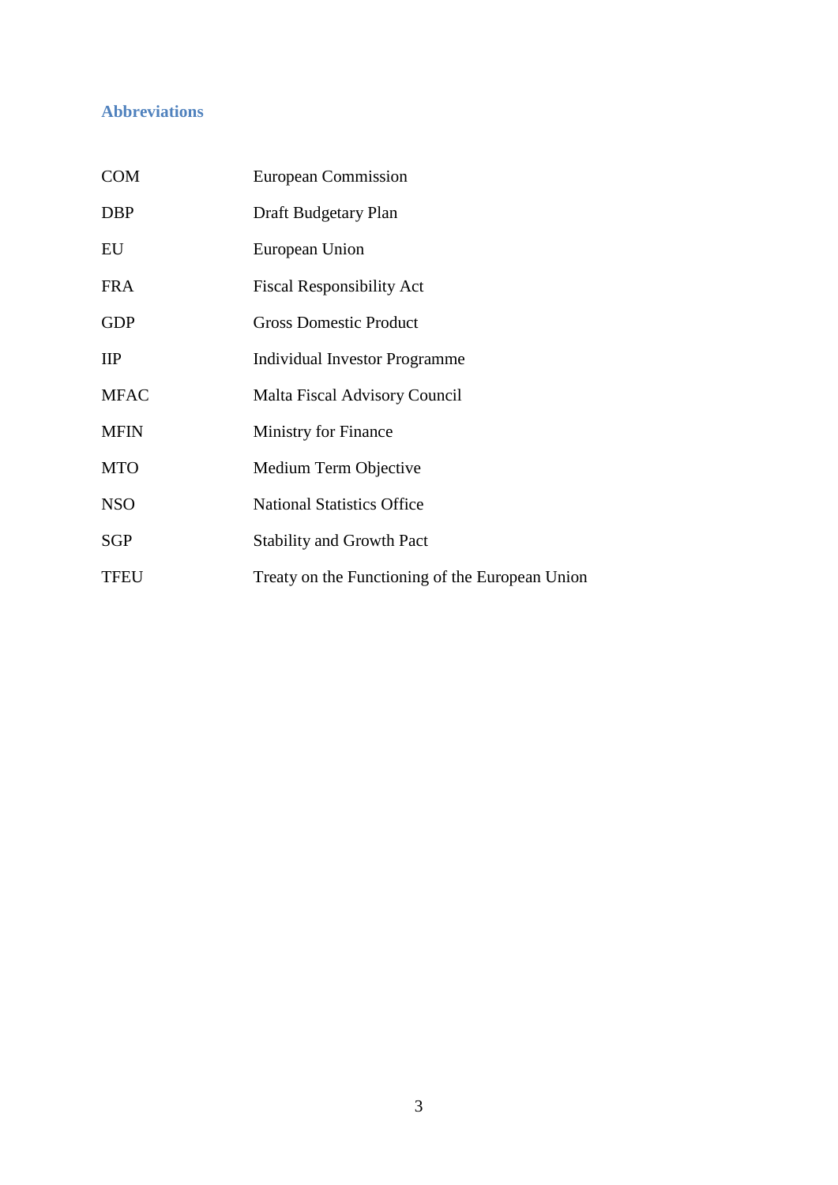## Abbreviations

| | |
|---|---|
| COM | European Commission |
| DBP | Draft Budgetary Plan |
| EU | European Union |
| FRA | Fiscal Responsibility Act |
| GDP | Gross Domestic Product |
| IIP | Individual Investor Programme |
| MFAC | Malta Fiscal Advisory Council |
| MFIN | Ministry for Finance |
| MTO | Medium Term Objective |
| NSO | National Statistics Office |
| SGP | Stability and Growth Pact |
| TFEU | Treaty on the Functioning of the European Union |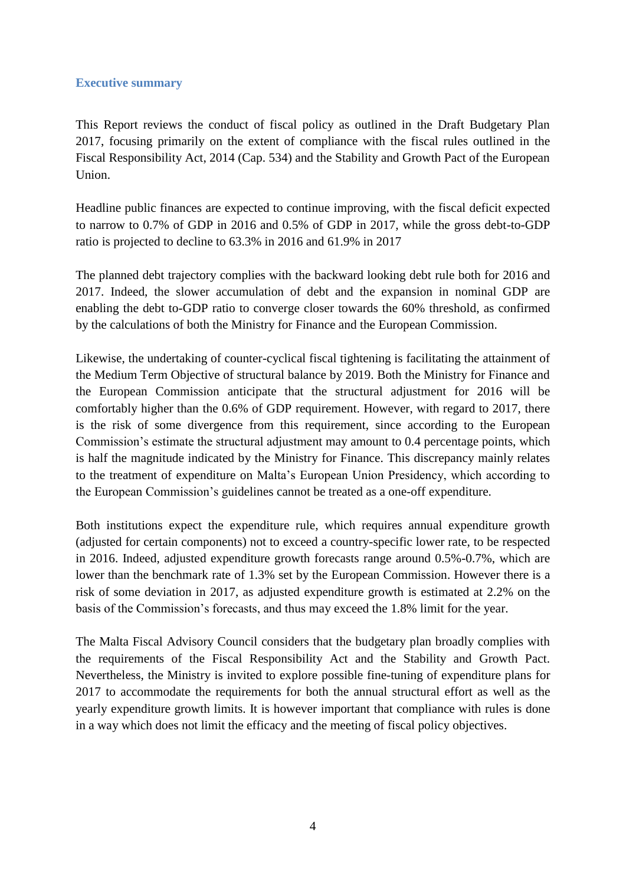## Executive summary

This Report reviews the conduct of fiscal policy as outlined in the Draft Budgetary Plan 2017, focusing primarily on the extent of compliance with the fiscal rules outlined in the Fiscal Responsibility Act, 2014 (Cap. 534) and the Stability and Growth Pact of the European Union.

Headline public finances are expected to continue improving, with the fiscal deficit expected to narrow to 0.7% of GDP in 2016 and 0.5% of GDP in 2017, while the gross debt-to-GDP ratio is projected to decline to 63.3% in 2016 and 61.9% in 2017

The planned debt trajectory complies with the backward looking debt rule both for 2016 and 2017. Indeed, the slower accumulation of debt and the expansion in nominal GDP are enabling the debt to-GDP ratio to converge closer towards the 60% threshold, as confirmed by the calculations of both the Ministry for Finance and the European Commission.

Likewise, the undertaking of counter-cyclical fiscal tightening is facilitating the attainment of the Medium Term Objective of structural balance by 2019. Both the Ministry for Finance and the European Commission anticipate that the structural adjustment for 2016 will be comfortably higher than the 0.6% of GDP requirement. However, with regard to 2017, there is the risk of some divergence from this requirement, since according to the European Commission's estimate the structural adjustment may amount to 0.4 percentage points, which is half the magnitude indicated by the Ministry for Finance. This discrepancy mainly relates to the treatment of expenditure on Malta's European Union Presidency, which according to the European Commission's guidelines cannot be treated as a one-off expenditure.

Both institutions expect the expenditure rule, which requires annual expenditure growth (adjusted for certain components) not to exceed a country-specific lower rate, to be respected in 2016. Indeed, adjusted expenditure growth forecasts range around 0.5%-0.7%, which are lower than the benchmark rate of 1.3% set by the European Commission. However there is a risk of some deviation in 2017, as adjusted expenditure growth is estimated at 2.2% on the basis of the Commission's forecasts, and thus may exceed the 1.8% limit for the year.

The Malta Fiscal Advisory Council considers that the budgetary plan broadly complies with the requirements of the Fiscal Responsibility Act and the Stability and Growth Pact. Nevertheless, the Ministry is invited to explore possible fine-tuning of expenditure plans for 2017 to accommodate the requirements for both the annual structural effort as well as the yearly expenditure growth limits. It is however important that compliance with rules is done in a way which does not limit the efficacy and the meeting of fiscal policy objectives.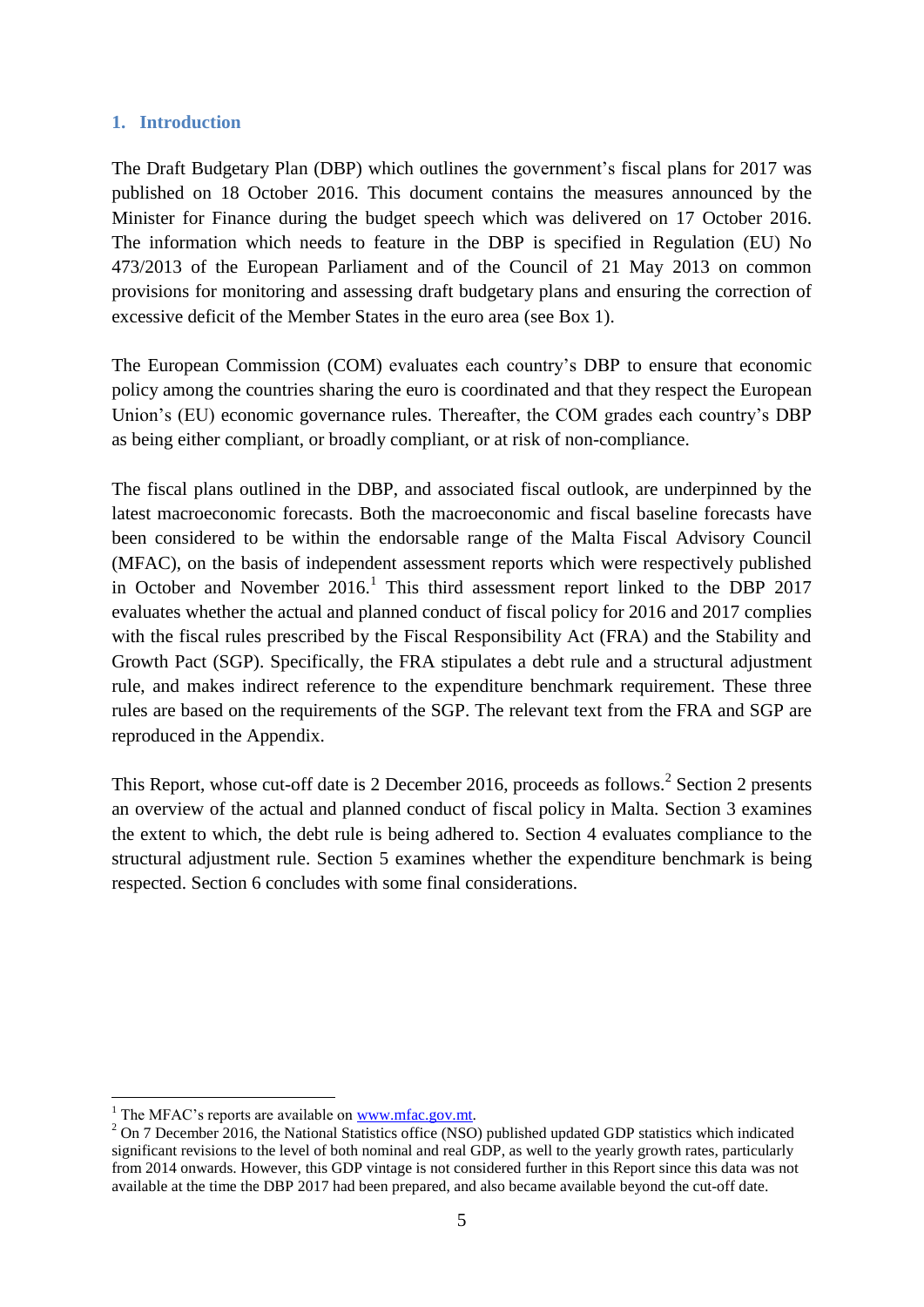## 1. Introduction

The Draft Budgetary Plan (DBP) which outlines the government's fiscal plans for 2017 was published on 18 October 2016. This document contains the measures announced by the Minister for Finance during the budget speech which was delivered on 17 October 2016. The information which needs to feature in the DBP is specified in Regulation (EU) No 473/2013 of the European Parliament and of the Council of 21 May 2013 on common provisions for monitoring and assessing draft budgetary plans and ensuring the correction of excessive deficit of the Member States in the euro area (see Box 1).

The European Commission (COM) evaluates each country's DBP to ensure that economic policy among the countries sharing the euro is coordinated and that they respect the European Union's (EU) economic governance rules. Thereafter, the COM grades each country's DBP as being either compliant, or broadly compliant, or at risk of non-compliance.

The fiscal plans outlined in the DBP, and associated fiscal outlook, are underpinned by the latest macroeconomic forecasts. Both the macroeconomic and fiscal baseline forecasts have been considered to be within the endorsable range of the Malta Fiscal Advisory Council (MFAC), on the basis of independent assessment reports which were respectively published in October and November 2016.[1] This third assessment report linked to the DBP 2017 evaluates whether the actual and planned conduct of fiscal policy for 2016 and 2017 complies with the fiscal rules prescribed by the Fiscal Responsibility Act (FRA) and the Stability and Growth Pact (SGP). Specifically, the FRA stipulates a debt rule and a structural adjustment rule, and makes indirect reference to the expenditure benchmark requirement. These three rules are based on the requirements of the SGP. The relevant text from the FRA and SGP are reproduced in the Appendix.

This Report, whose cut-off date is 2 December 2016, proceeds as follows.[2] Section 2 presents an overview of the actual and planned conduct of fiscal policy in Malta. Section 3 examines the extent to which, the debt rule is being adhered to. Section 4 evaluates compliance to the structural adjustment rule. Section 5 examines whether the expenditure benchmark is being respected. Section 6 concludes with some final considerations.

---

[1] The MFAC's reports are available on www.mfac.gov.mt.

[2] On 7 December 2016, the National Statistics office (NSO) published updated GDP statistics which indicated significant revisions to the level of both nominal and real GDP, as well to the yearly growth rates, particularly from 2014 onwards. However, this GDP vintage is not considered further in this Report since this data was not available at the time the DBP 2017 had been prepared, and also became available beyond the cut-off date.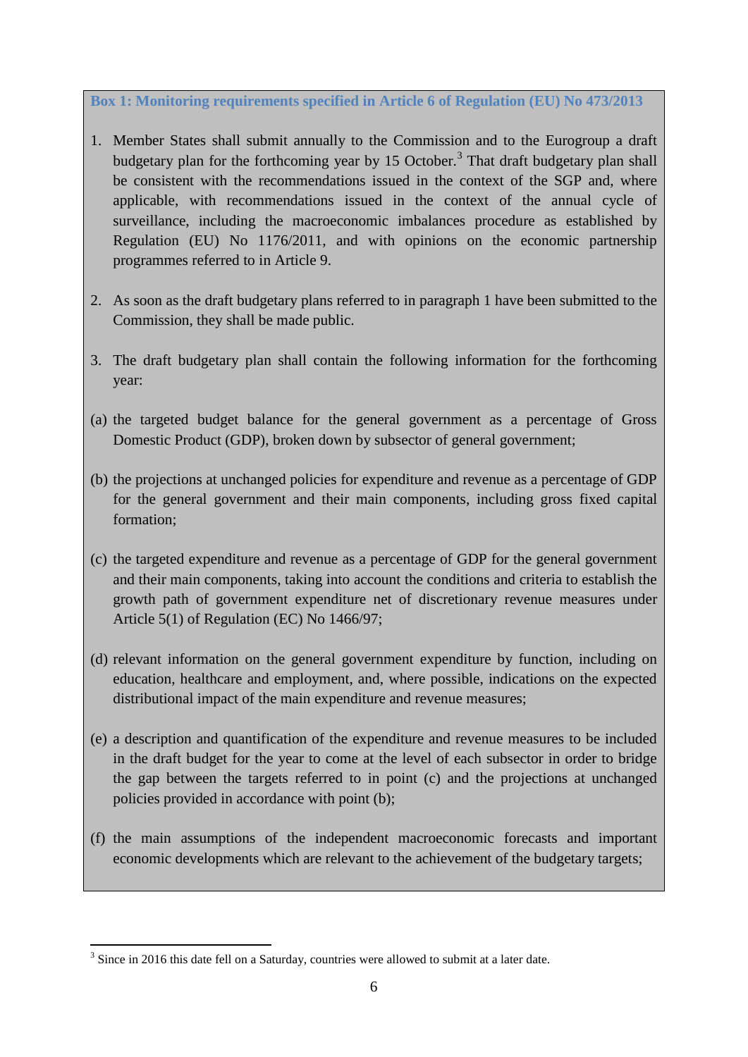**Box 1: Monitoring requirements specified in Article 6 of Regulation (EU) No 473/2013**

1. Member States shall submit annually to the Commission and to the Eurogroup a draft budgetary plan for the forthcoming year by 15 October.[3] That draft budgetary plan shall be consistent with the recommendations issued in the context of the SGP and, where applicable, with recommendations issued in the context of the annual cycle of surveillance, including the macroeconomic imbalances procedure as established by Regulation (EU) No 1176/2011, and with opinions on the economic partnership programmes referred to in Article 9.

2. As soon as the draft budgetary plans referred to in paragraph 1 have been submitted to the Commission, they shall be made public.

3. The draft budgetary plan shall contain the following information for the forthcoming year:

(a) the targeted budget balance for the general government as a percentage of Gross Domestic Product (GDP), broken down by subsector of general government;

(b) the projections at unchanged policies for expenditure and revenue as a percentage of GDP for the general government and their main components, including gross fixed capital formation;

(c) the targeted expenditure and revenue as a percentage of GDP for the general government and their main components, taking into account the conditions and criteria to establish the growth path of government expenditure net of discretionary revenue measures under Article 5(1) of Regulation (EC) No 1466/97;

(d) relevant information on the general government expenditure by function, including on education, healthcare and employment, and, where possible, indications on the expected distributional impact of the main expenditure and revenue measures;

(e) a description and quantification of the expenditure and revenue measures to be included in the draft budget for the year to come at the level of each subsector in order to bridge the gap between the targets referred to in point (c) and the projections at unchanged policies provided in accordance with point (b);

(f) the main assumptions of the independent macroeconomic forecasts and important economic developments which are relevant to the achievement of the budgetary targets;

---

[3] Since in 2016 this date fell on a Saturday, countries were allowed to submit at a later date.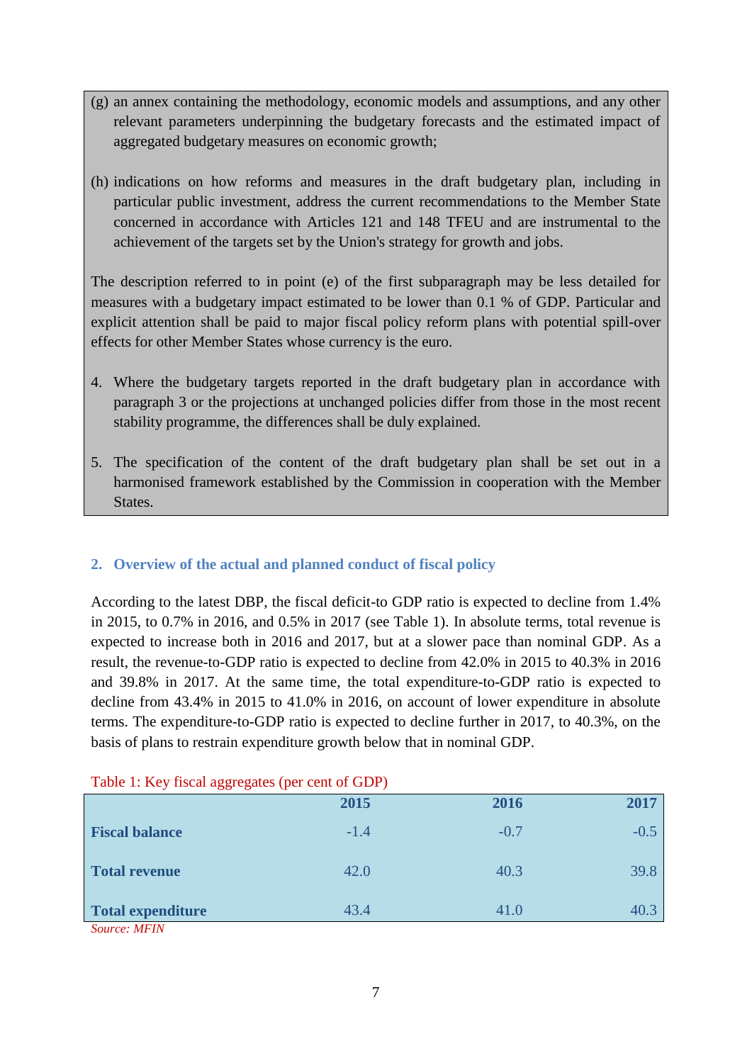(g) an annex containing the methodology, economic models and assumptions, and any other relevant parameters underpinning the budgetary forecasts and the estimated impact of aggregated budgetary measures on economic growth;

(h) indications on how reforms and measures in the draft budgetary plan, including in particular public investment, address the current recommendations to the Member State concerned in accordance with Articles 121 and 148 TFEU and are instrumental to the achievement of the targets set by the Union's strategy for growth and jobs.

The description referred to in point (e) of the first subparagraph may be less detailed for measures with a budgetary impact estimated to be lower than 0.1 % of GDP. Particular and explicit attention shall be paid to major fiscal policy reform plans with potential spill-over effects for other Member States whose currency is the euro.

4. Where the budgetary targets reported in the draft budgetary plan in accordance with paragraph 3 or the projections at unchanged policies differ from those in the most recent stability programme, the differences shall be duly explained.

5. The specification of the content of the draft budgetary plan shall be set out in a harmonised framework established by the Commission in cooperation with the Member States.

## 2. Overview of the actual and planned conduct of fiscal policy

According to the latest DBP, the fiscal deficit-to GDP ratio is expected to decline from 1.4% in 2015, to 0.7% in 2016, and 0.5% in 2017 (see Table 1). In absolute terms, total revenue is expected to increase both in 2016 and 2017, but at a slower pace than nominal GDP. As a result, the revenue-to-GDP ratio is expected to decline from 42.0% in 2015 to 40.3% in 2016 and 39.8% in 2017. At the same time, the total expenditure-to-GDP ratio is expected to decline from 43.4% in 2015 to 41.0% in 2016, on account of lower expenditure in absolute terms. The expenditure-to-GDP ratio is expected to decline further in 2017, to 40.3%, on the basis of plans to restrain expenditure growth below that in nominal GDP.

Table 1: Key fiscal aggregates (per cent of GDP)

| | 2015 | 2016 | 2017 |
|---|---|---|---|
| **Fiscal balance** | -1.4 | -0.7 | -0.5 |
| **Total revenue** | 42.0 | 40.3 | 39.8 |
| **Total expenditure** | 43.4 | 41.0 | 40.3 |

*Source: MFIN*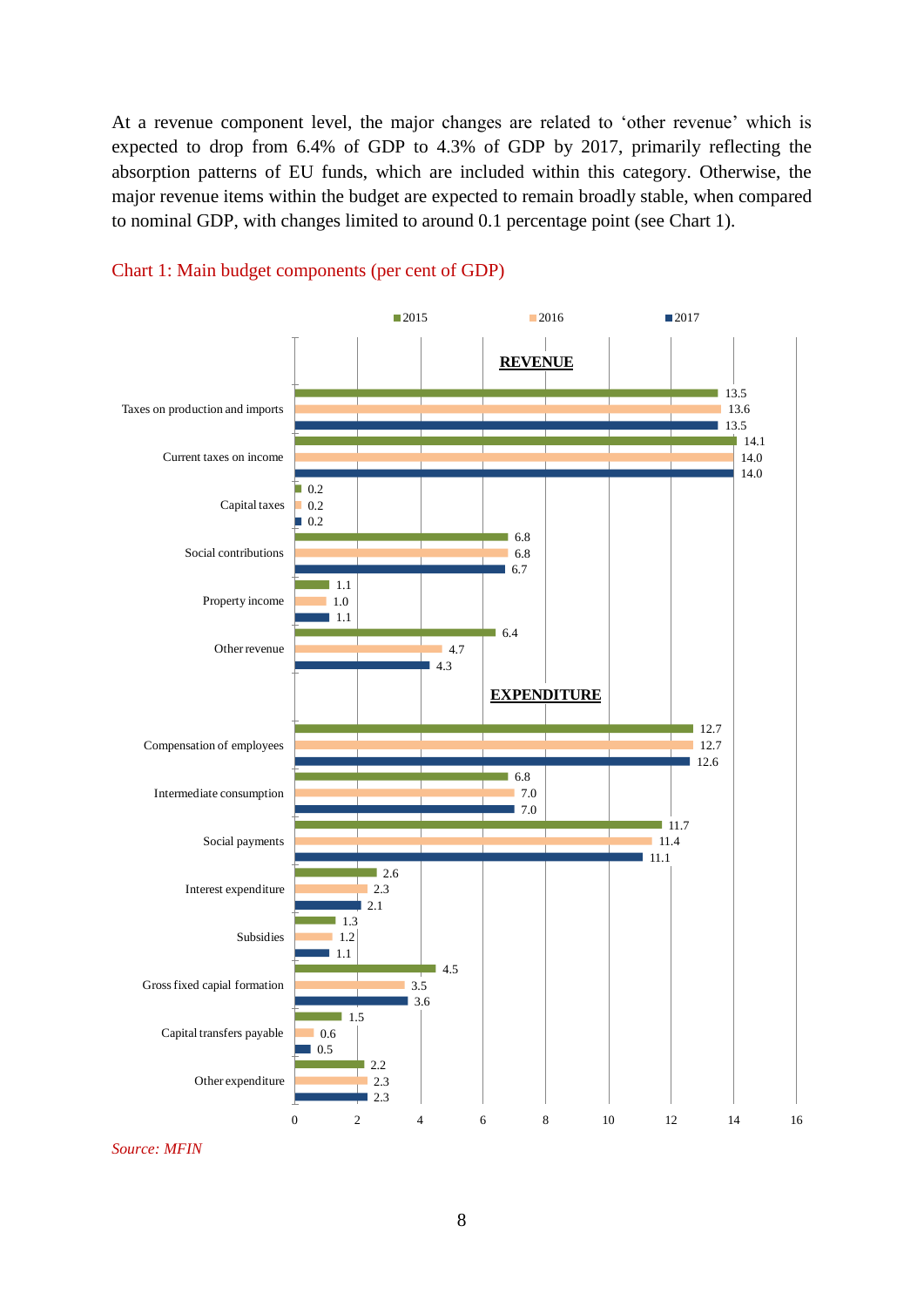At a revenue component level, the major changes are related to 'other revenue' which is expected to drop from 6.4% of GDP to 4.3% of GDP by 2017, primarily reflecting the absorption patterns of EU funds, which are included within this category. Otherwise, the major revenue items within the budget are expected to remain broadly stable, when compared to nominal GDP, with changes limited to around 0.1 percentage point (see Chart 1).

Chart 1: Main budget components (per cent of GDP)

| | 2015 | 2016 | 2017 |
|---|---|---|---|
| **REVENUE** | | | |
| Taxes on production and imports | 13.5 | 13.6 | 13.5 |
| Current taxes on income | 14.1 | 14.0 | 14.0 |
| Capital taxes | 0.2 | 0.2 | 0.2 |
| Social contributions | 6.8 | 6.8 | 6.7 |
| Property income | 1.1 | 1.0 | 1.1 |
| Other revenue | 6.4 | 4.7 | 4.3 |
| **EXPENDITURE** | | | |
| Compensation of employees | 12.7 | 12.7 | 12.6 |
| Intermediate consumption | 6.8 | 7.0 | 7.0 |
| Social payments | 11.7 | 11.4 | 11.1 |
| Interest expenditure | 2.6 | 2.3 | 2.1 |
| Subsidies | 1.3 | 1.2 | 1.1 |
| Gross fixed capial formation | 4.5 | 3.5 | 3.6 |
| Capital transfers payable | 1.5 | 0.6 | 0.5 |
| Other expenditure | 2.2 | 2.3 | 2.3 |

*Source: MFIN*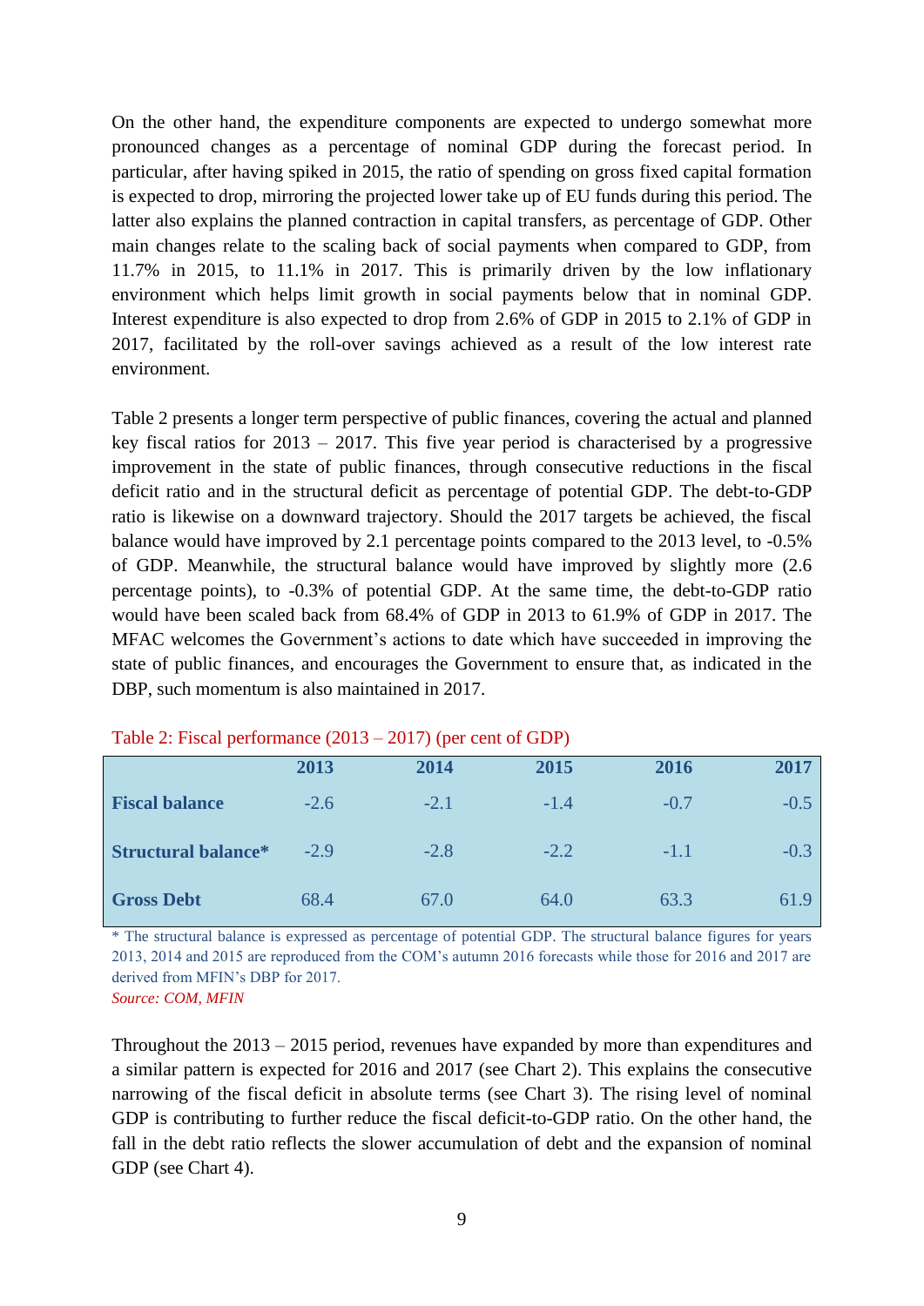On the other hand, the expenditure components are expected to undergo somewhat more pronounced changes as a percentage of nominal GDP during the forecast period. In particular, after having spiked in 2015, the ratio of spending on gross fixed capital formation is expected to drop, mirroring the projected lower take up of EU funds during this period. The latter also explains the planned contraction in capital transfers, as percentage of GDP. Other main changes relate to the scaling back of social payments when compared to GDP, from 11.7% in 2015, to 11.1% in 2017. This is primarily driven by the low inflationary environment which helps limit growth in social payments below that in nominal GDP. Interest expenditure is also expected to drop from 2.6% of GDP in 2015 to 2.1% of GDP in 2017, facilitated by the roll-over savings achieved as a result of the low interest rate environment.

Table 2 presents a longer term perspective of public finances, covering the actual and planned key fiscal ratios for 2013 – 2017. This five year period is characterised by a progressive improvement in the state of public finances, through consecutive reductions in the fiscal deficit ratio and in the structural deficit as percentage of potential GDP. The debt-to-GDP ratio is likewise on a downward trajectory. Should the 2017 targets be achieved, the fiscal balance would have improved by 2.1 percentage points compared to the 2013 level, to -0.5% of GDP. Meanwhile, the structural balance would have improved by slightly more (2.6 percentage points), to -0.3% of potential GDP. At the same time, the debt-to-GDP ratio would have been scaled back from 68.4% of GDP in 2013 to 61.9% of GDP in 2017. The MFAC welcomes the Government's actions to date which have succeeded in improving the state of public finances, and encourages the Government to ensure that, as indicated in the DBP, such momentum is also maintained in 2017.

Table 2: Fiscal performance (2013 – 2017) (per cent of GDP)

| | 2013 | 2014 | 2015 | 2016 | 2017 |
|---|---|---|---|---|---|
| **Fiscal balance** | -2.6 | -2.1 | -1.4 | -0.7 | -0.5 |
| **Structural balance*** | -2.9 | -2.8 | -2.2 | -1.1 | -0.3 |
| **Gross Debt** | 68.4 | 67.0 | 64.0 | 63.3 | 61.9 |

\* The structural balance is expressed as percentage of potential GDP. The structural balance figures for years 2013, 2014 and 2015 are reproduced from the COM's autumn 2016 forecasts while those for 2016 and 2017 are derived from MFIN's DBP for 2017.

*Source: COM, MFIN*

Throughout the 2013 – 2015 period, revenues have expanded by more than expenditures and a similar pattern is expected for 2016 and 2017 (see Chart 2). This explains the consecutive narrowing of the fiscal deficit in absolute terms (see Chart 3). The rising level of nominal GDP is contributing to further reduce the fiscal deficit-to-GDP ratio. On the other hand, the fall in the debt ratio reflects the slower accumulation of debt and the expansion of nominal GDP (see Chart 4).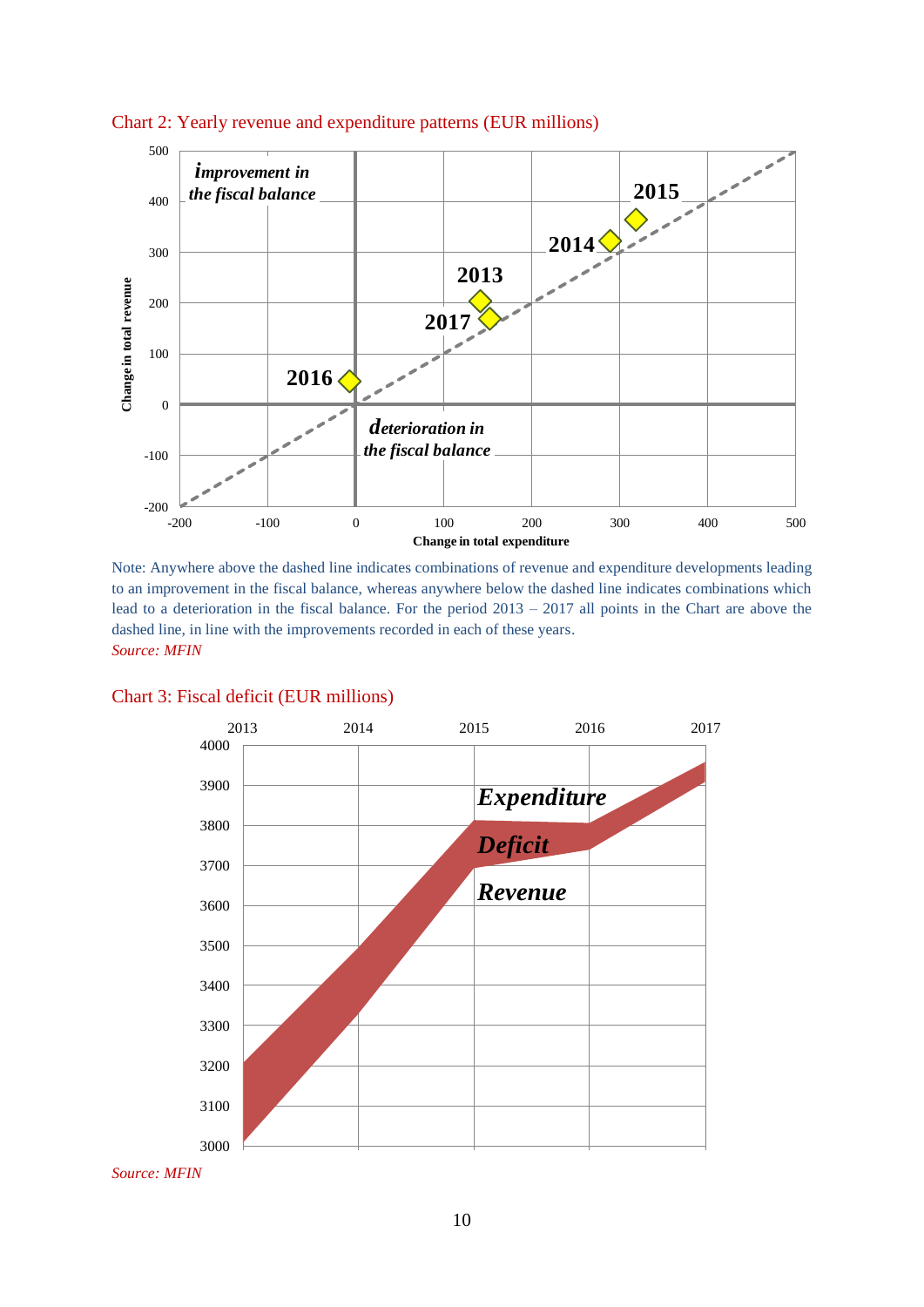Chart 2: Yearly revenue and expenditure patterns (EUR millions)

Note: Anywhere above the dashed line indicates combinations of revenue and expenditure developments leading to an improvement in the fiscal balance, whereas anywhere below the dashed line indicates combinations which lead to a deterioration in the fiscal balance. For the period 2013 – 2017 all points in the Chart are above the dashed line, in line with the improvements recorded in each of these years.

*Source: MFIN*

Chart 3: Fiscal deficit (EUR millions)

*Source: MFIN*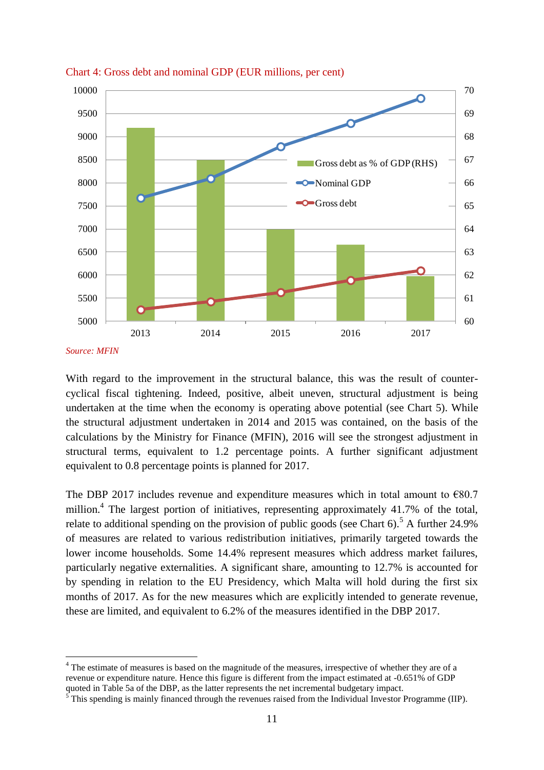Chart 4: Gross debt and nominal GDP (EUR millions, per cent)

*Source: MFIN*

With regard to the improvement in the structural balance, this was the result of counter-cyclical fiscal tightening. Indeed, positive, albeit uneven, structural adjustment is being undertaken at the time when the economy is operating above potential (see Chart 5). While the structural adjustment undertaken in 2014 and 2015 was contained, on the basis of the calculations by the Ministry for Finance (MFIN), 2016 will see the strongest adjustment in structural terms, equivalent to 1.2 percentage points. A further significant adjustment equivalent to 0.8 percentage points is planned for 2017.

The DBP 2017 includes revenue and expenditure measures which in total amount to €80.7 million.[4] The largest portion of initiatives, representing approximately 41.7% of the total, relate to additional spending on the provision of public goods (see Chart 6).[5] A further 24.9% of measures are related to various redistribution initiatives, primarily targeted towards the lower income households. Some 14.4% represent measures which address market failures, particularly negative externalities. A significant share, amounting to 12.7% is accounted for by spending in relation to the EU Presidency, which Malta will hold during the first six months of 2017. As for the new measures which are explicitly intended to generate revenue, these are limited, and equivalent to 6.2% of the measures identified in the DBP 2017.

---

[4] The estimate of measures is based on the magnitude of the measures, irrespective of whether they are of a revenue or expenditure nature. Hence this figure is different from the impact estimated at -0.651% of GDP quoted in Table 5a of the DBP, as the latter represents the net incremental budgetary impact.

[5] This spending is mainly financed through the revenues raised from the Individual Investor Programme (IIP).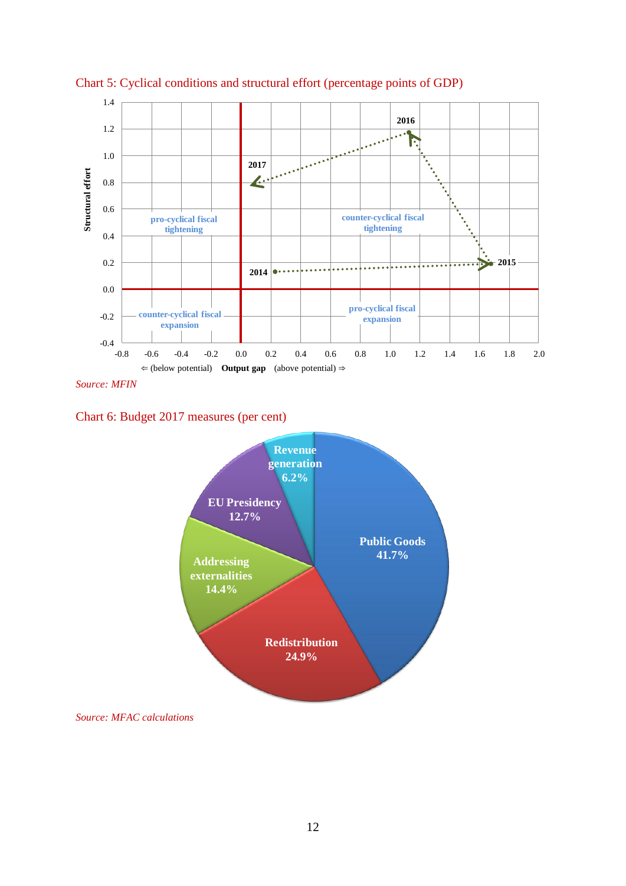Chart 5: Cyclical conditions and structural effort (percentage points of GDP)

Source: MFIN

Chart 6: Budget 2017 measures (per cent)

Source: MFAC calculations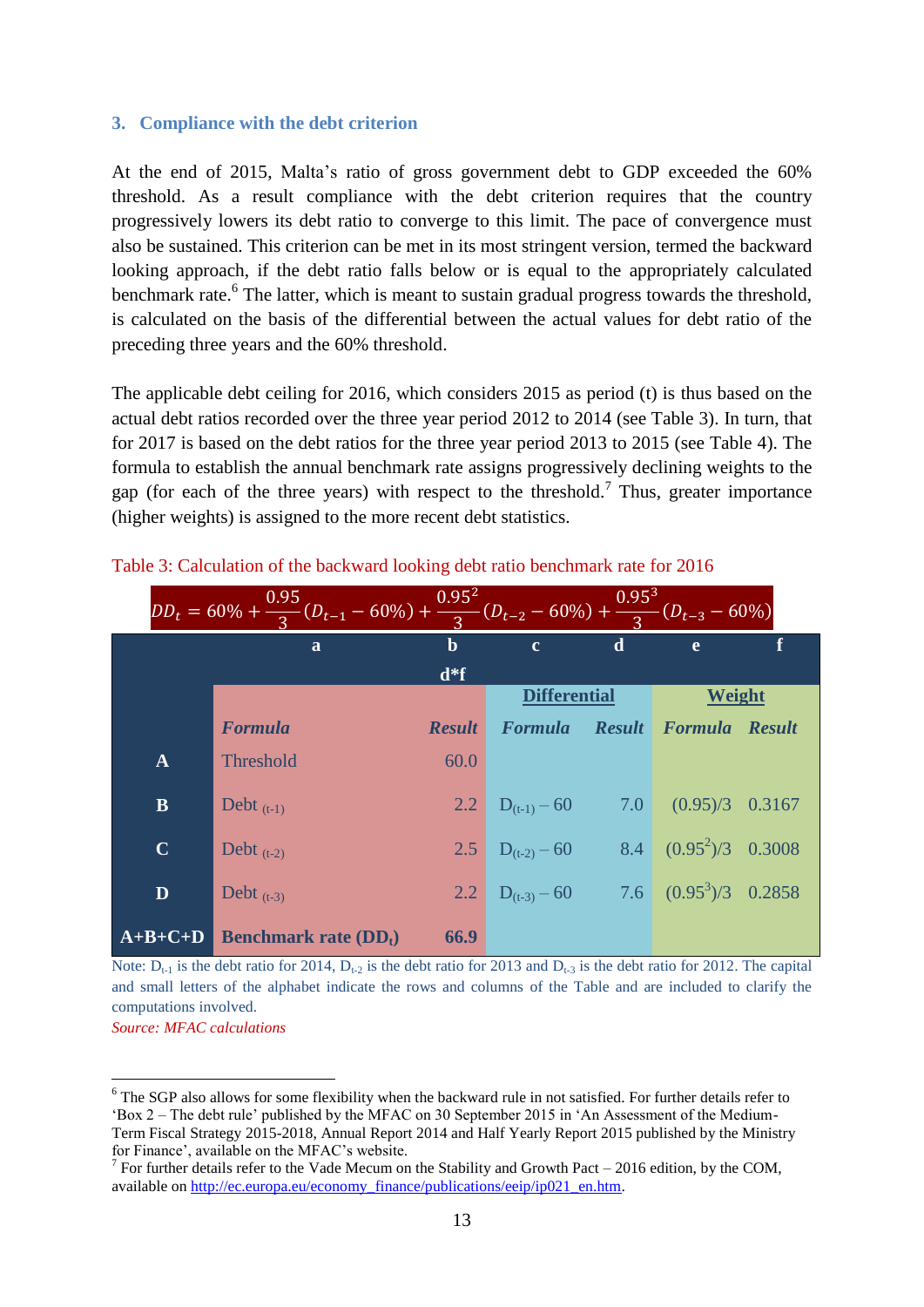## 3. Compliance with the debt criterion

At the end of 2015, Malta's ratio of gross government debt to GDP exceeded the 60% threshold. As a result compliance with the debt criterion requires that the country progressively lowers its debt ratio to converge to this limit. The pace of convergence must also be sustained. This criterion can be met in its most stringent version, termed the backward looking approach, if the debt ratio falls below or is equal to the appropriately calculated benchmark rate.[6] The latter, which is meant to sustain gradual progress towards the threshold, is calculated on the basis of the differential between the actual values for debt ratio of the preceding three years and the 60% threshold.

The applicable debt ceiling for 2016, which considers 2015 as period (t) is thus based on the actual debt ratios recorded over the three year period 2012 to 2014 (see Table 3). In turn, that for 2017 is based on the debt ratios for the three year period 2013 to 2015 (see Table 4). The formula to establish the annual benchmark rate assigns progressively declining weights to the gap (for each of the three years) with respect to the threshold.[7] Thus, greater importance (higher weights) is assigned to the more recent debt statistics.

Table 3: Calculation of the backward looking debt ratio benchmark rate for 2016

$$DD_t = 60\% + \frac{0.95}{3}(D_{t-1} - 60\%) + \frac{0.95^2}{3}(D_{t-2} - 60\%) + \frac{0.95^3}{3}(D_{t-3} - 60\%)$$

| | a | b | c | d | e | f |
|---|---|---|---|---|---|---|
| | | d*f | Differential | | Weight | |
| | *Formula* | *Result* | *Formula* | *Result* | *Formula* | *Result* |
| **A** | Threshold | 60.0 | | | | |
| **B** | Debt $_{(t-1)}$ | 2.2 | $D_{(t-1)} - 60$ | 7.0 | (0.95)/3 | 0.3167 |
| **C** | Debt $_{(t-2)}$ | 2.5 | $D_{(t-2)} - 60$ | 8.4 | $(0.95^2)/3$ | 0.3008 |
| **D** | Debt $_{(t-3)}$ | 2.2 | $D_{(t-3)} - 60$ | 7.6 | $(0.95^3)/3$ | 0.2858 |
| **A+B+C+D** | **Benchmark rate ($DD_t$)** | **66.9** | | | | |

Note: $D_{t-1}$ is the debt ratio for 2014, $D_{t-2}$ is the debt ratio for 2013 and $D_{t-3}$ is the debt ratio for 2012. The capital and small letters of the alphabet indicate the rows and columns of the Table and are included to clarify the computations involved.

*Source: MFAC calculations*

---

[6] The SGP also allows for some flexibility when the backward rule in not satisfied. For further details refer to 'Box 2 – The debt rule' published by the MFAC on 30 September 2015 in 'An Assessment of the Medium-Term Fiscal Strategy 2015-2018, Annual Report 2014 and Half Yearly Report 2015 published by the Ministry for Finance', available on the MFAC's website.

[7] For further details refer to the Vade Mecum on the Stability and Growth Pact – 2016 edition, by the COM, available on http://ec.europa.eu/economy_finance/publications/eeip/ip021_en.htm.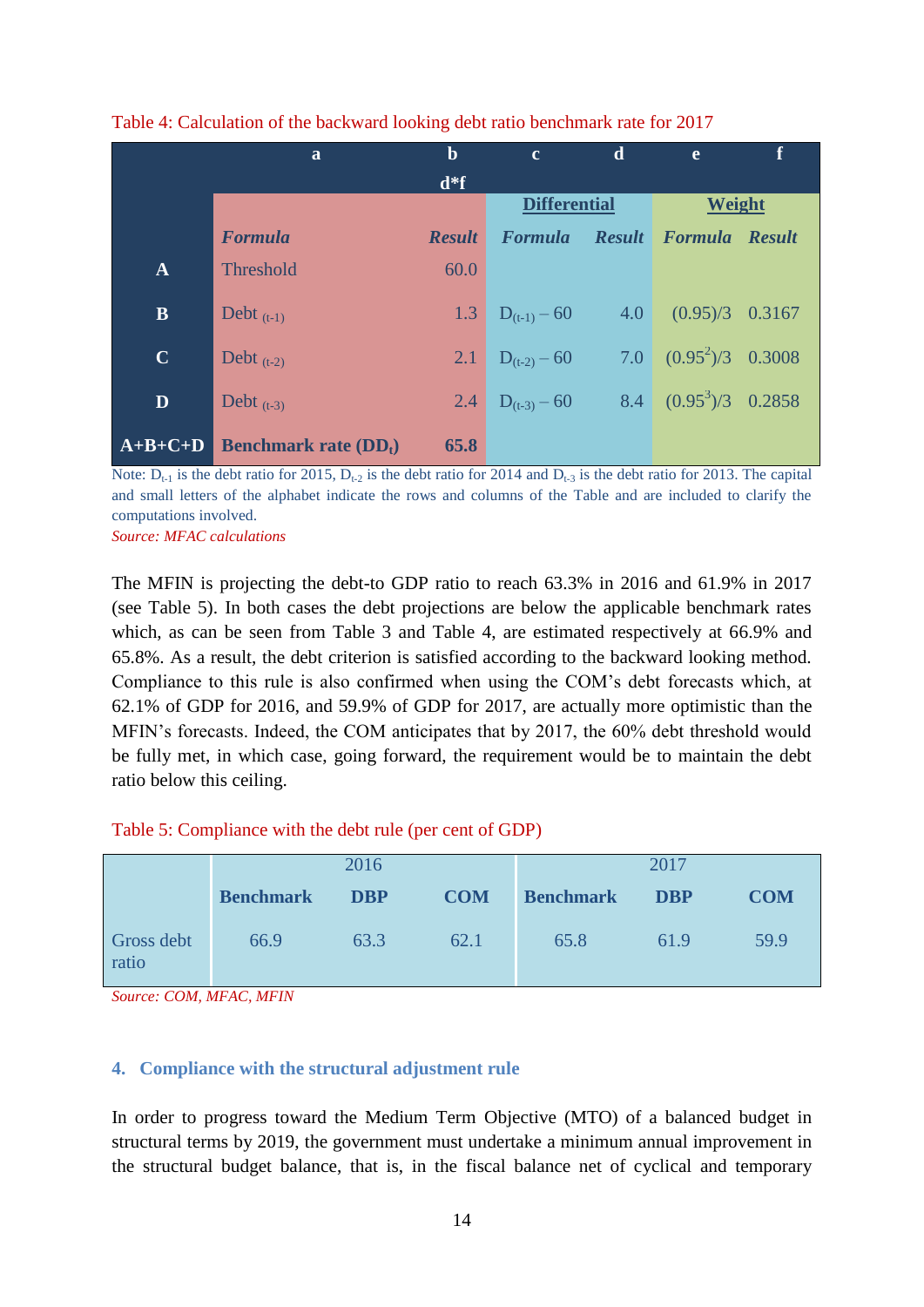Table 4: Calculation of the backward looking debt ratio benchmark rate for 2017

| | a | b | c | d | e | f |
|---|---|---|---|---|---|---|
| | | d*f | Differential | | Weight | |
| | *Formula* | *Result* | *Formula* | *Result* | *Formula* | *Result* |
| **A** | Threshold | 60.0 | | | | |
| **B** | Debt $_{(t-1)}$ | 1.3 | $D_{(t-1)} - 60$ | 4.0 | $(0.95)/3$ | 0.3167 |
| **C** | Debt $_{(t-2)}$ | 2.1 | $D_{(t-2)} - 60$ | 7.0 | $(0.95^2)/3$ | 0.3008 |
| **D** | Debt $_{(t-3)}$ | 2.4 | $D_{(t-3)} - 60$ | 8.4 | $(0.95^3)/3$ | 0.2858 |
| **A+B+C+D** | **Benchmark rate ($DD_t$)** | **65.8** | | | | |

Note: $D_{t-1}$ is the debt ratio for 2015, $D_{t-2}$ is the debt ratio for 2014 and $D_{t-3}$ is the debt ratio for 2013. The capital and small letters of the alphabet indicate the rows and columns of the Table and are included to clarify the computations involved.

*Source: MFAC calculations*

The MFIN is projecting the debt-to GDP ratio to reach 63.3% in 2016 and 61.9% in 2017 (see Table 5). In both cases the debt projections are below the applicable benchmark rates which, as can be seen from Table 3 and Table 4, are estimated respectively at 66.9% and 65.8%. As a result, the debt criterion is satisfied according to the backward looking method. Compliance to this rule is also confirmed when using the COM's debt forecasts which, at 62.1% of GDP for 2016, and 59.9% of GDP for 2017, are actually more optimistic than the MFIN's forecasts. Indeed, the COM anticipates that by 2017, the 60% debt threshold would be fully met, in which case, going forward, the requirement would be to maintain the debt ratio below this ceiling.

Table 5: Compliance with the debt rule (per cent of GDP)

| | 2016 | | | 2017 | | |
|---|---|---|---|---|---|---|
| | **Benchmark** | **DBP** | **COM** | **Benchmark** | **DBP** | **COM** |
| Gross debt ratio | 66.9 | 63.3 | 62.1 | 65.8 | 61.9 | 59.9 |

*Source: COM, MFAC, MFIN*

## 4. Compliance with the structural adjustment rule

In order to progress toward the Medium Term Objective (MTO) of a balanced budget in structural terms by 2019, the government must undertake a minimum annual improvement in the structural budget balance, that is, in the fiscal balance net of cyclical and temporary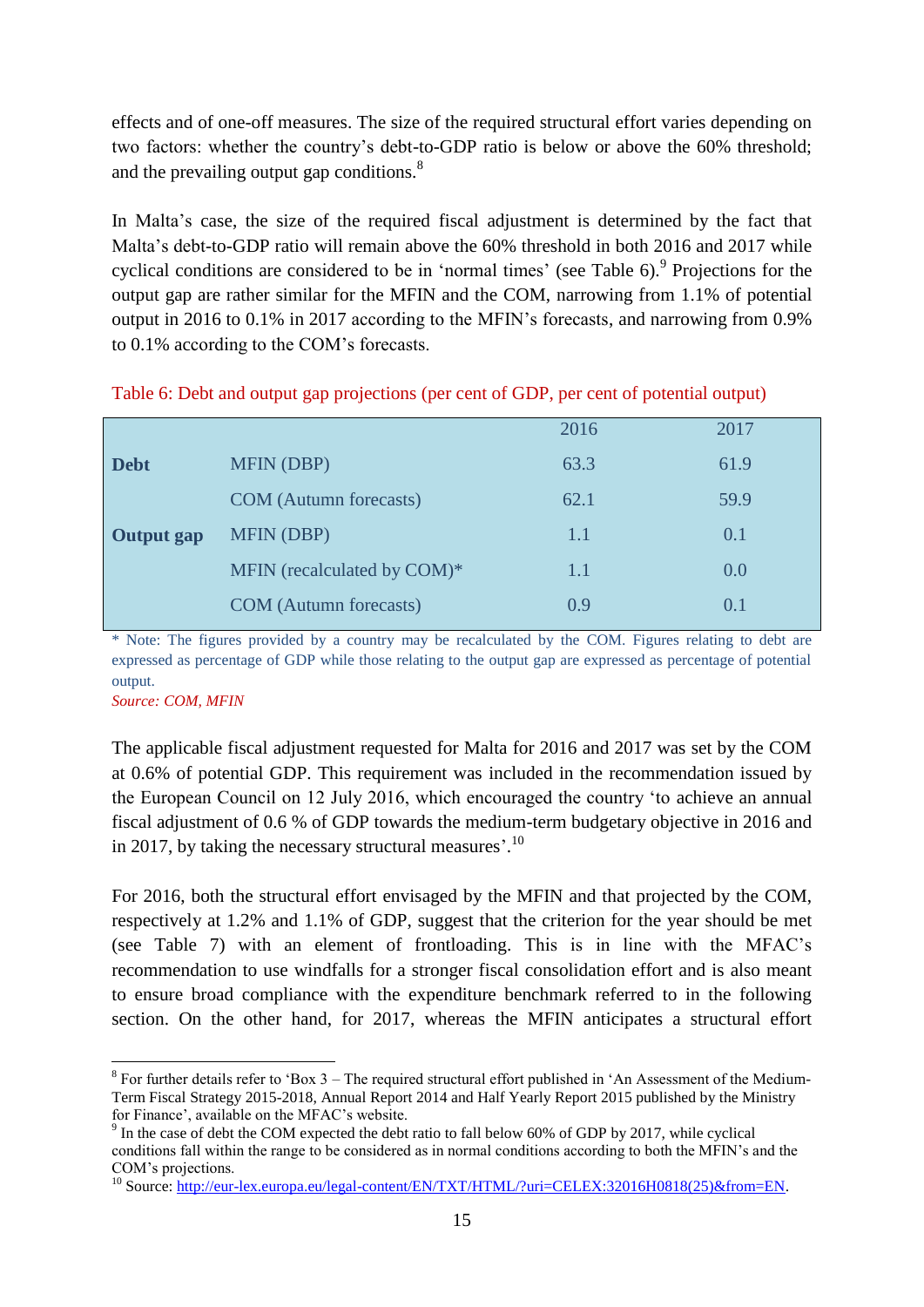effects and of one-off measures. The size of the required structural effort varies depending on two factors: whether the country's debt-to-GDP ratio is below or above the 60% threshold; and the prevailing output gap conditions.[8]

In Malta's case, the size of the required fiscal adjustment is determined by the fact that Malta's debt-to-GDP ratio will remain above the 60% threshold in both 2016 and 2017 while cyclical conditions are considered to be in 'normal times' (see Table 6).[9] Projections for the output gap are rather similar for the MFIN and the COM, narrowing from 1.1% of potential output in 2016 to 0.1% in 2017 according to the MFIN's forecasts, and narrowing from 0.9% to 0.1% according to the COM's forecasts.

Table 6: Debt and output gap projections (per cent of GDP, per cent of potential output)

| | | 2016 | 2017 |
|---|---|---|---|
| **Debt** | MFIN (DBP) | 63.3 | 61.9 |
| | COM (Autumn forecasts) | 62.1 | 59.9 |
| **Output gap** | MFIN (DBP) | 1.1 | 0.1 |
| | MFIN (recalculated by COM)* | 1.1 | 0.0 |
| | COM (Autumn forecasts) | 0.9 | 0.1 |

\* Note: The figures provided by a country may be recalculated by the COM. Figures relating to debt are expressed as percentage of GDP while those relating to the output gap are expressed as percentage of potential output.

*Source: COM, MFIN*

The applicable fiscal adjustment requested for Malta for 2016 and 2017 was set by the COM at 0.6% of potential GDP. This requirement was included in the recommendation issued by the European Council on 12 July 2016, which encouraged the country 'to achieve an annual fiscal adjustment of 0.6 % of GDP towards the medium-term budgetary objective in 2016 and in 2017, by taking the necessary structural measures'.[10]

For 2016, both the structural effort envisaged by the MFIN and that projected by the COM, respectively at 1.2% and 1.1% of GDP, suggest that the criterion for the year should be met (see Table 7) with an element of frontloading. This is in line with the MFAC's recommendation to use windfalls for a stronger fiscal consolidation effort and is also meant to ensure broad compliance with the expenditure benchmark referred to in the following section. On the other hand, for 2017, whereas the MFIN anticipates a structural effort

[8] For further details refer to 'Box 3 – The required structural effort published in 'An Assessment of the Medium-Term Fiscal Strategy 2015-2018, Annual Report 2014 and Half Yearly Report 2015 published by the Ministry for Finance', available on the MFAC's website.

[9] In the case of debt the COM expected the debt ratio to fall below 60% of GDP by 2017, while cyclical conditions fall within the range to be considered as in normal conditions according to both the MFIN's and the COM's projections.

[10] Source: http://eur-lex.europa.eu/legal-content/EN/TXT/HTML/?uri=CELEX:32016H0818(25)&from=EN.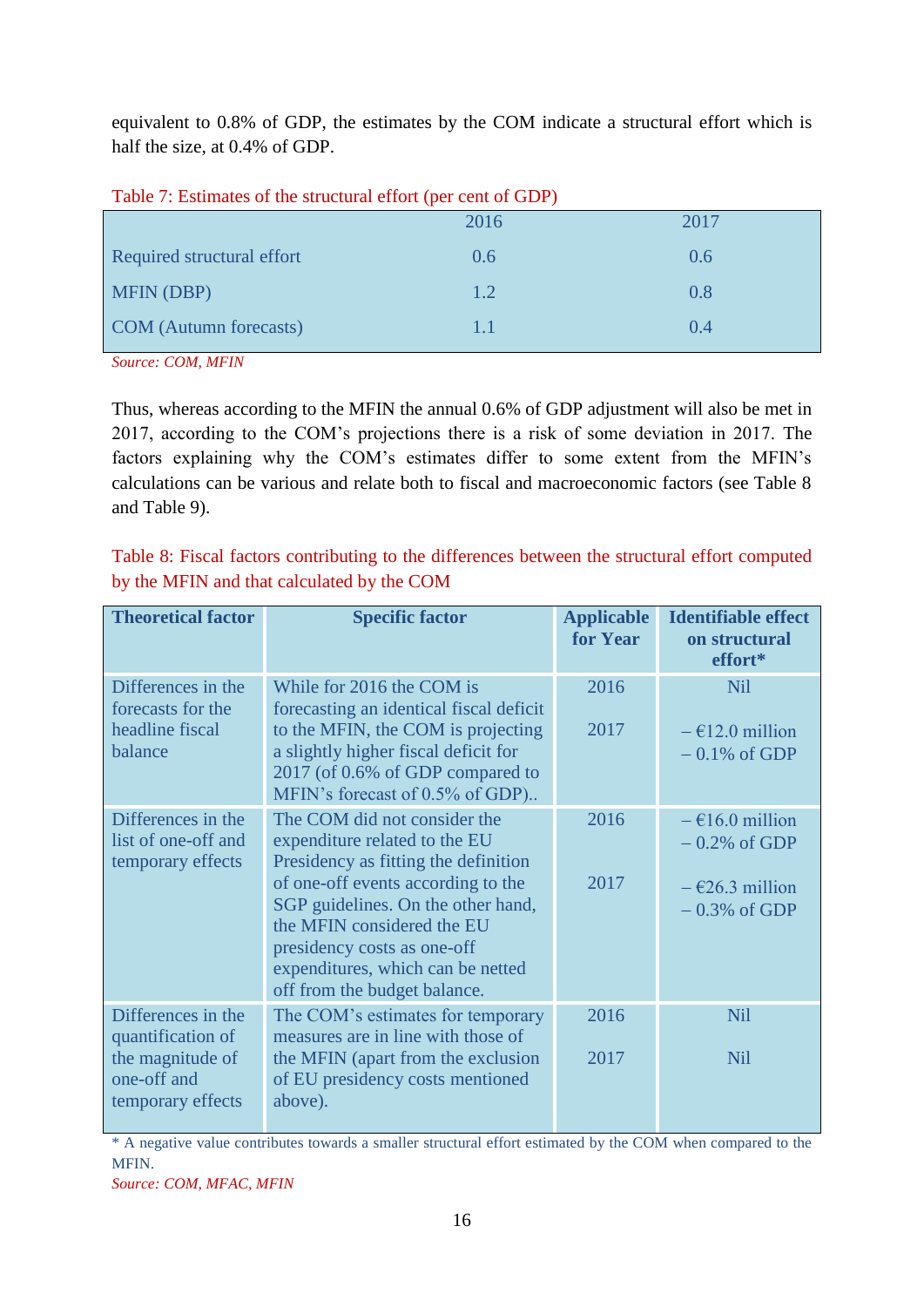equivalent to 0.8% of GDP, the estimates by the COM indicate a structural effort which is half the size, at 0.4% of GDP.

Table 7: Estimates of the structural effort (per cent of GDP)

| | 2016 | 2017 |
|---|---|---|
| Required structural effort | 0.6 | 0.6 |
| MFIN (DBP) | 1.2 | 0.8 |
| COM (Autumn forecasts) | 1.1 | 0.4 |

*Source: COM, MFIN*

Thus, whereas according to the MFIN the annual 0.6% of GDP adjustment will also be met in 2017, according to the COM's projections there is a risk of some deviation in 2017. The factors explaining why the COM's estimates differ to some extent from the MFIN's calculations can be various and relate both to fiscal and macroeconomic factors (see Table 8 and Table 9).

Table 8: Fiscal factors contributing to the differences between the structural effort computed by the MFIN and that calculated by the COM

| Theoretical factor | Specific factor | Applicable for Year | Identifiable effect on structural effort* |
|---|---|---|---|
| Differences in the forecasts for the headline fiscal balance | While for 2016 the COM is forecasting an identical fiscal deficit to the MFIN, the COM is projecting a slightly higher fiscal deficit for 2017 (of 0.6% of GDP compared to MFIN's forecast of 0.5% of GDP).. | 2016<br><br>2017 | Nil<br><br>– €12.0 million<br>– 0.1% of GDP |
| Differences in the list of one-off and temporary effects | The COM did not consider the expenditure related to the EU Presidency as fitting the definition of one-off events according to the SGP guidelines. On the other hand, the MFIN considered the EU presidency costs as one-off expenditures, which can be netted off from the budget balance. | 2016<br><br>2017 | – €16.0 million<br>– 0.2% of GDP<br><br>– €26.3 million<br>– 0.3% of GDP |
| Differences in the quantification of the magnitude of one-off and temporary effects | The COM's estimates for temporary measures are in line with those of the MFIN (apart from the exclusion of EU presidency costs mentioned above). | 2016<br><br>2017 | Nil<br><br>Nil |

\* A negative value contributes towards a smaller structural effort estimated by the COM when compared to the MFIN.

*Source: COM, MFAC, MFIN*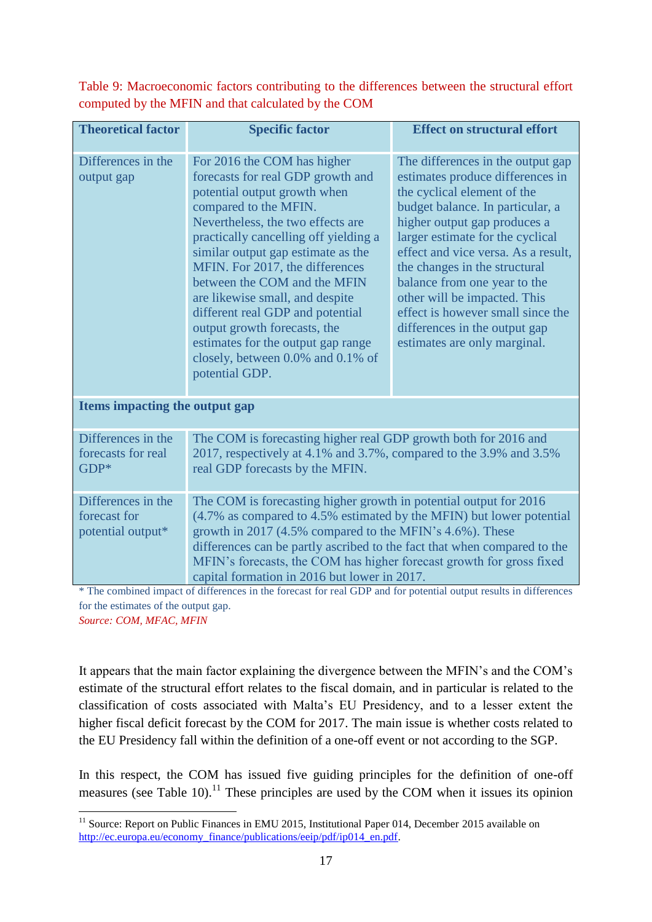Table 9: Macroeconomic factors contributing to the differences between the structural effort computed by the MFIN and that calculated by the COM

| Theoretical factor | Specific factor | Effect on structural effort |
| --- | --- | --- |
| Differences in the output gap | For 2016 the COM has higher forecasts for real GDP growth and potential output growth when compared to the MFIN. Nevertheless, the two effects are practically cancelling off yielding a similar output gap estimate as the MFIN. For 2017, the differences between the COM and the MFIN are likewise small, and despite different real GDP and potential output growth forecasts, the estimates for the output gap range closely, between 0.0% and 0.1% of potential GDP. | The differences in the output gap estimates produce differences in the cyclical element of the budget balance. In particular, a higher output gap produces a larger estimate for the cyclical effect and vice versa. As a result, the changes in the structural balance from one year to the other will be impacted. This effect is however small since the differences in the output gap estimates are only marginal. |
| **Items impacting the output gap** | | |
| Differences in the forecasts for real GDP* | The COM is forecasting higher real GDP growth both for 2016 and 2017, respectively at 4.1% and 3.7%, compared to the 3.9% and 3.5% real GDP forecasts by the MFIN. | |
| Differences in the forecast for potential output* | The COM is forecasting higher growth in potential output for 2016 (4.7% as compared to 4.5% estimated by the MFIN) but lower potential growth in 2017 (4.5% compared to the MFIN's 4.6%). These differences can be partly ascribed to the fact that when compared to the MFIN's forecasts, the COM has higher forecast growth for gross fixed capital formation in 2016 but lower in 2017. | |

\* The combined impact of differences in the forecast for real GDP and for potential output results in differences for the estimates of the output gap.

*Source: COM, MFAC, MFIN*

It appears that the main factor explaining the divergence between the MFIN's and the COM's estimate of the structural effort relates to the fiscal domain, and in particular is related to the classification of costs associated with Malta's EU Presidency, and to a lesser extent the higher fiscal deficit forecast by the COM for 2017. The main issue is whether costs related to the EU Presidency fall within the definition of a one-off event or not according to the SGP.

In this respect, the COM has issued five guiding principles for the definition of one-off measures (see Table 10).[11] These principles are used by the COM when it issues its opinion

[11] Source: Report on Public Finances in EMU 2015, Institutional Paper 014, December 2015 available on http://ec.europa.eu/economy_finance/publications/eeip/pdf/ip014_en.pdf.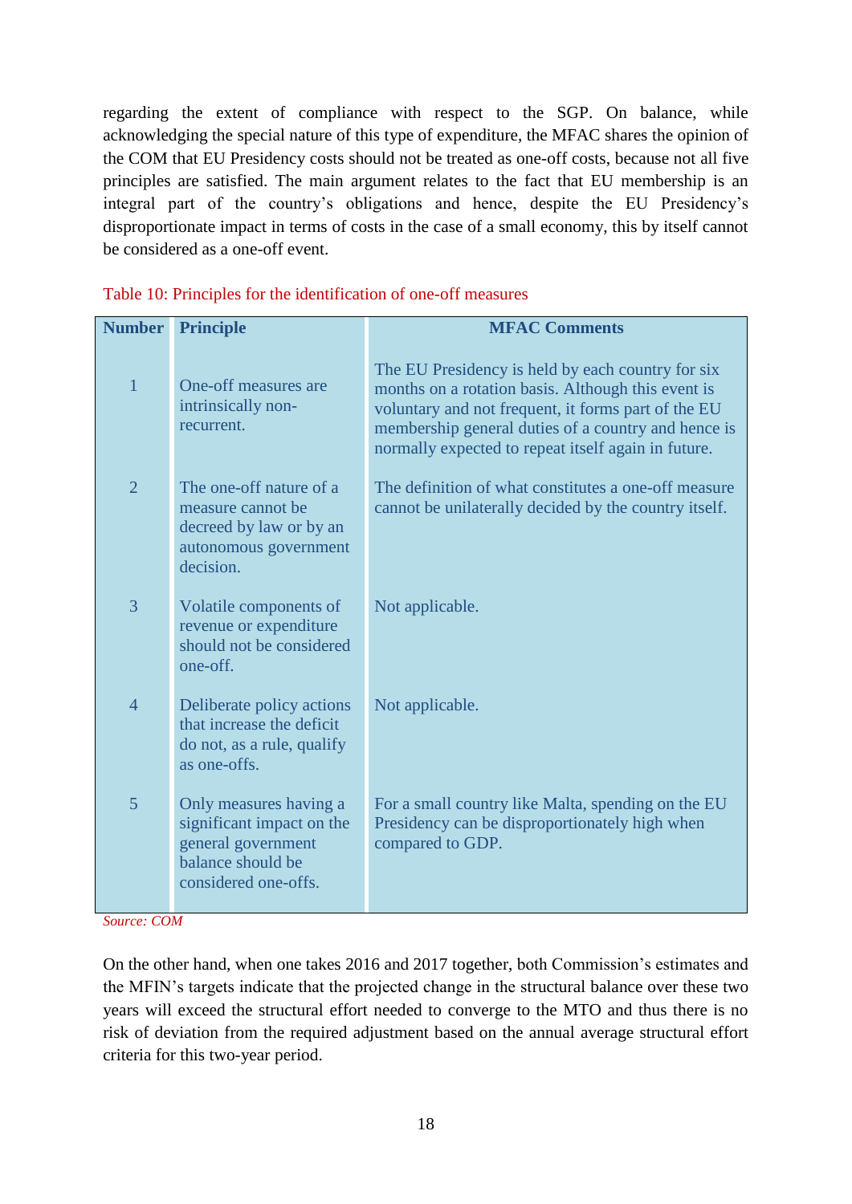regarding the extent of compliance with respect to the SGP. On balance, while acknowledging the special nature of this type of expenditure, the MFAC shares the opinion of the COM that EU Presidency costs should not be treated as one-off costs, because not all five principles are satisfied. The main argument relates to the fact that EU membership is an integral part of the country's obligations and hence, despite the EU Presidency's disproportionate impact in terms of costs in the case of a small economy, this by itself cannot be considered as a one-off event.

Table 10: Principles for the identification of one-off measures

| Number | Principle | MFAC Comments |
|---|---|---|
| 1 | One-off measures are intrinsically non-recurrent. | The EU Presidency is held by each country for six months on a rotation basis. Although this event is voluntary and not frequent, it forms part of the EU membership general duties of a country and hence is normally expected to repeat itself again in future. |
| 2 | The one-off nature of a measure cannot be decreed by law or by an autonomous government decision. | The definition of what constitutes a one-off measure cannot be unilaterally decided by the country itself. |
| 3 | Volatile components of revenue or expenditure should not be considered one-off. | Not applicable. |
| 4 | Deliberate policy actions that increase the deficit do not, as a rule, qualify as one-offs. | Not applicable. |
| 5 | Only measures having a significant impact on the general government balance should be considered one-offs. | For a small country like Malta, spending on the EU Presidency can be disproportionately high when compared to GDP. |

*Source: COM*

On the other hand, when one takes 2016 and 2017 together, both Commission's estimates and the MFIN's targets indicate that the projected change in the structural balance over these two years will exceed the structural effort needed to converge to the MTO and thus there is no risk of deviation from the required adjustment based on the annual average structural effort criteria for this two-year period.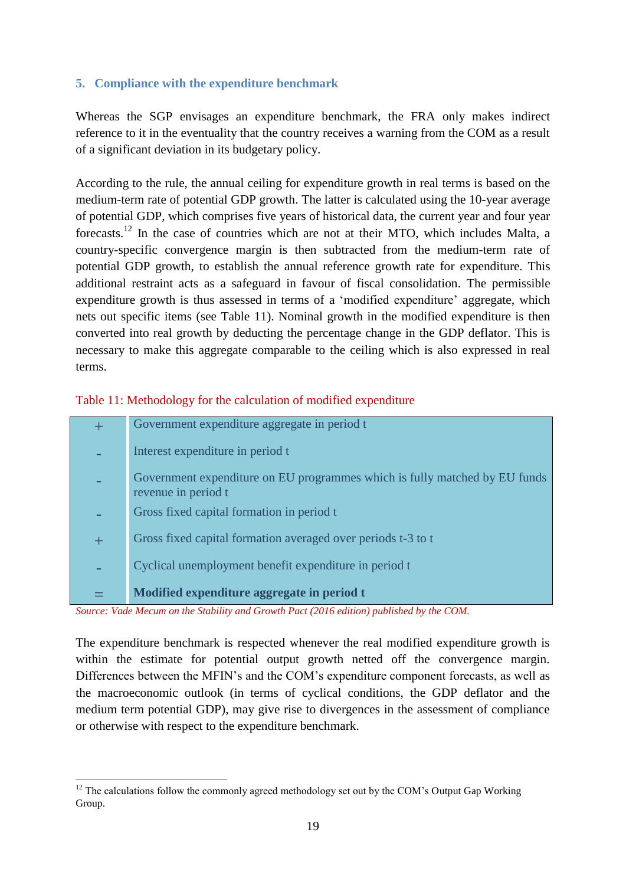## 5. Compliance with the expenditure benchmark

Whereas the SGP envisages an expenditure benchmark, the FRA only makes indirect reference to it in the eventuality that the country receives a warning from the COM as a result of a significant deviation in its budgetary policy.

According to the rule, the annual ceiling for expenditure growth in real terms is based on the medium-term rate of potential GDP growth. The latter is calculated using the 10-year average of potential GDP, which comprises five years of historical data, the current year and four year forecasts.[12] In the case of countries which are not at their MTO, which includes Malta, a country-specific convergence margin is then subtracted from the medium-term rate of potential GDP growth, to establish the annual reference growth rate for expenditure. This additional restraint acts as a safeguard in favour of fiscal consolidation. The permissible expenditure growth is thus assessed in terms of a 'modified expenditure' aggregate, which nets out specific items (see Table 11). Nominal growth in the modified expenditure is then converted into real growth by deducting the percentage change in the GDP deflator. This is necessary to make this aggregate comparable to the ceiling which is also expressed in real terms.

Table 11: Methodology for the calculation of modified expenditure

| | |
|---|---|
| + | Government expenditure aggregate in period t |
| - | Interest expenditure in period t |
| - | Government expenditure on EU programmes which is fully matched by EU funds revenue in period t |
| - | Gross fixed capital formation in period t |
| + | Gross fixed capital formation averaged over periods t-3 to t |
| - | Cyclical unemployment benefit expenditure in period t |
| = | **Modified expenditure aggregate in period t** |

*Source: Vade Mecum on the Stability and Growth Pact (2016 edition) published by the COM.*

The expenditure benchmark is respected whenever the real modified expenditure growth is within the estimate for potential output growth netted off the convergence margin. Differences between the MFIN's and the COM's expenditure component forecasts, as well as the macroeconomic outlook (in terms of cyclical conditions, the GDP deflator and the medium term potential GDP), may give rise to divergences in the assessment of compliance or otherwise with respect to the expenditure benchmark.

[12] The calculations follow the commonly agreed methodology set out by the COM's Output Gap Working Group.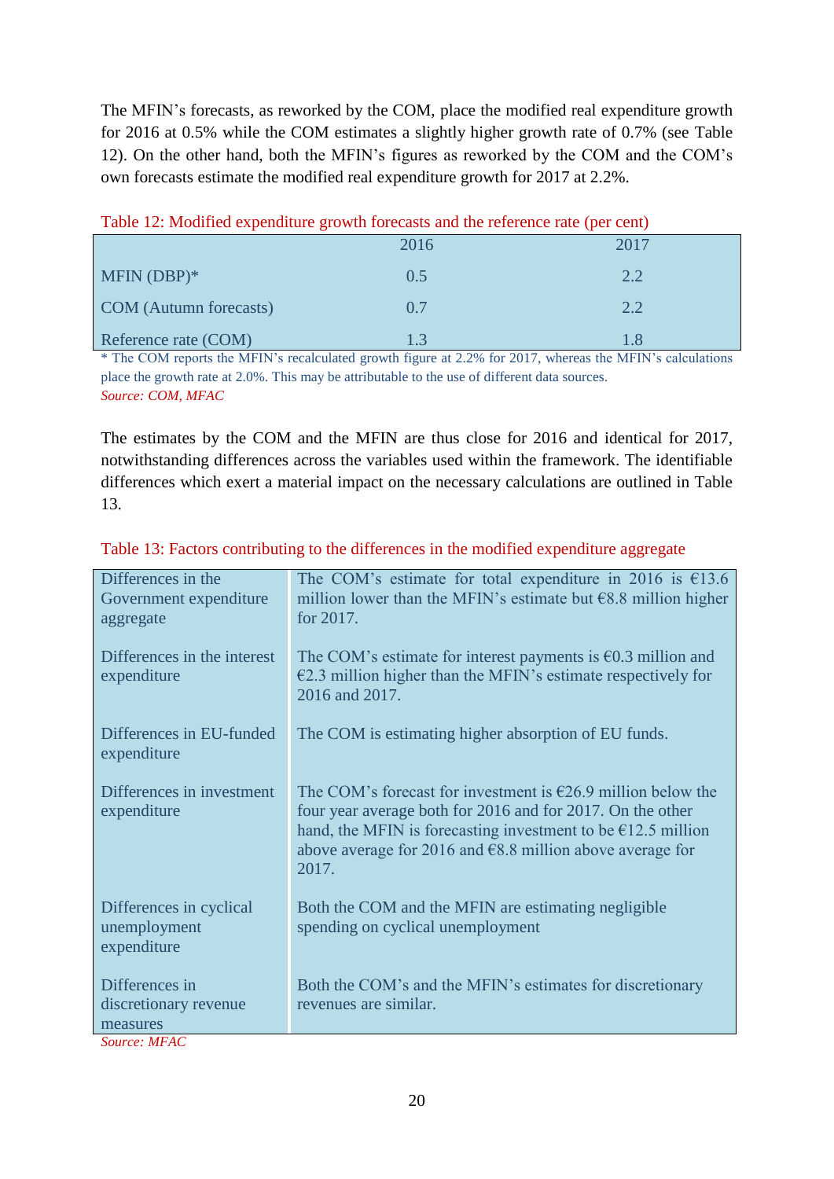The MFIN's forecasts, as reworked by the COM, place the modified real expenditure growth for 2016 at 0.5% while the COM estimates a slightly higher growth rate of 0.7% (see Table 12). On the other hand, both the MFIN's figures as reworked by the COM and the COM's own forecasts estimate the modified real expenditure growth for 2017 at 2.2%.

Table 12: Modified expenditure growth forecasts and the reference rate (per cent)

| | 2016 | 2017 |
|---|---|---|
| MFIN (DBP)* | 0.5 | 2.2 |
| COM (Autumn forecasts) | 0.7 | 2.2 |
| Reference rate (COM) | 1.3 | 1.8 |

* The COM reports the MFIN's recalculated growth figure at 2.2% for 2017, whereas the MFIN's calculations place the growth rate at 2.0%. This may be attributable to the use of different data sources.

*Source: COM, MFAC*

The estimates by the COM and the MFIN are thus close for 2016 and identical for 2017, notwithstanding differences across the variables used within the framework. The identifiable differences which exert a material impact on the necessary calculations are outlined in Table 13.

Table 13: Factors contributing to the differences in the modified expenditure aggregate

| | |
|---|---|
| Differences in the Government expenditure aggregate | The COM's estimate for total expenditure in 2016 is €13.6 million lower than the MFIN's estimate but €8.8 million higher for 2017. |
| Differences in the interest expenditure | The COM's estimate for interest payments is €0.3 million and €2.3 million higher than the MFIN's estimate respectively for 2016 and 2017. |
| Differences in EU-funded expenditure | The COM is estimating higher absorption of EU funds. |
| Differences in investment expenditure | The COM's forecast for investment is €26.9 million below the four year average both for 2016 and for 2017. On the other hand, the MFIN is forecasting investment to be €12.5 million above average for 2016 and €8.8 million above average for 2017. |
| Differences in cyclical unemployment expenditure | Both the COM and the MFIN are estimating negligible spending on cyclical unemployment |
| Differences in discretionary revenue measures | Both the COM's and the MFIN's estimates for discretionary revenues are similar. |

*Source: MFAC*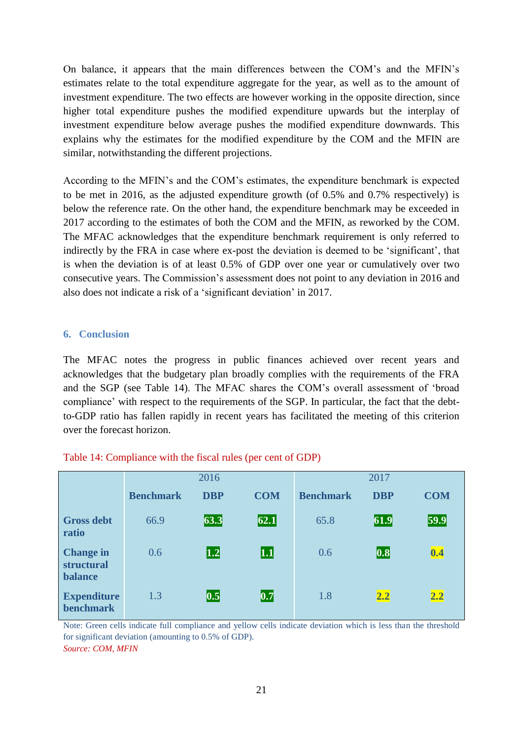On balance, it appears that the main differences between the COM's and the MFIN's estimates relate to the total expenditure aggregate for the year, as well as to the amount of investment expenditure. The two effects are however working in the opposite direction, since higher total expenditure pushes the modified expenditure upwards but the interplay of investment expenditure below average pushes the modified expenditure downwards. This explains why the estimates for the modified expenditure by the COM and the MFIN are similar, notwithstanding the different projections.

According to the MFIN's and the COM's estimates, the expenditure benchmark is expected to be met in 2016, as the adjusted expenditure growth (of 0.5% and 0.7% respectively) is below the reference rate. On the other hand, the expenditure benchmark may be exceeded in 2017 according to the estimates of both the COM and the MFIN, as reworked by the COM. The MFAC acknowledges that the expenditure benchmark requirement is only referred to indirectly by the FRA in case where ex-post the deviation is deemed to be 'significant', that is when the deviation is of at least 0.5% of GDP over one year or cumulatively over two consecutive years. The Commission's assessment does not point to any deviation in 2016 and also does not indicate a risk of a 'significant deviation' in 2017.

## 6. Conclusion

The MFAC notes the progress in public finances achieved over recent years and acknowledges that the budgetary plan broadly complies with the requirements of the FRA and the SGP (see Table 14). The MFAC shares the COM's overall assessment of 'broad compliance' with respect to the requirements of the SGP. In particular, the fact that the debt-to-GDP ratio has fallen rapidly in recent years has facilitated the meeting of this criterion over the forecast horizon.

Table 14: Compliance with the fiscal rules (per cent of GDP)

| | 2016 | | | 2017 | | |
|---|---|---|---|---|---|---|
| | **Benchmark** | **DBP** | **COM** | **Benchmark** | **DBP** | **COM** |
| **Gross debt ratio** | 66.9 | 63.3 | 62.1 | 65.8 | 61.9 | 59.9 |
| **Change in structural balance** | 0.6 | 1.2 | 1.1 | 0.6 | 0.8 | 0.4 |
| **Expenditure benchmark** | 1.3 | 0.5 | 0.7 | 1.8 | 2.2 | 2.2 |

Note: Green cells indicate full compliance and yellow cells indicate deviation which is less than the threshold for significant deviation (amounting to 0.5% of GDP).

*Source: COM, MFIN*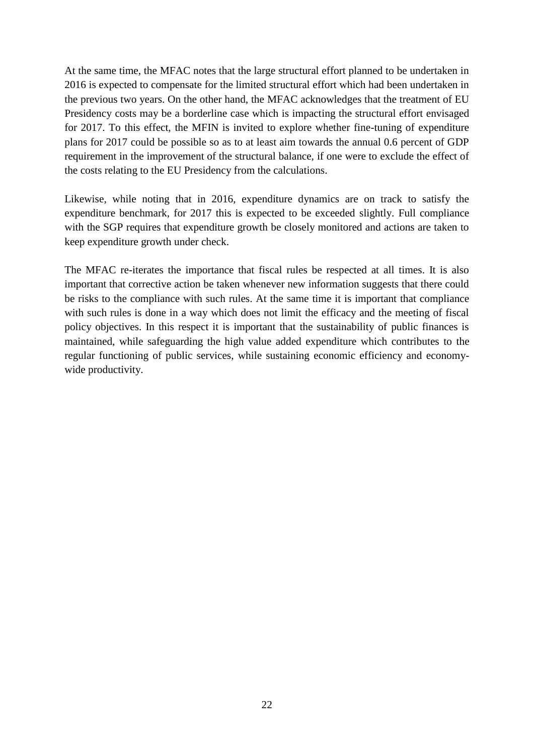At the same time, the MFAC notes that the large structural effort planned to be undertaken in 2016 is expected to compensate for the limited structural effort which had been undertaken in the previous two years. On the other hand, the MFAC acknowledges that the treatment of EU Presidency costs may be a borderline case which is impacting the structural effort envisaged for 2017. To this effect, the MFIN is invited to explore whether fine-tuning of expenditure plans for 2017 could be possible so as to at least aim towards the annual 0.6 percent of GDP requirement in the improvement of the structural balance, if one were to exclude the effect of the costs relating to the EU Presidency from the calculations.

Likewise, while noting that in 2016, expenditure dynamics are on track to satisfy the expenditure benchmark, for 2017 this is expected to be exceeded slightly. Full compliance with the SGP requires that expenditure growth be closely monitored and actions are taken to keep expenditure growth under check.

The MFAC re-iterates the importance that fiscal rules be respected at all times. It is also important that corrective action be taken whenever new information suggests that there could be risks to the compliance with such rules. At the same time it is important that compliance with such rules is done in a way which does not limit the efficacy and the meeting of fiscal policy objectives. In this respect it is important that the sustainability of public finances is maintained, while safeguarding the high value added expenditure which contributes to the regular functioning of public services, while sustaining economic efficiency and economy-wide productivity.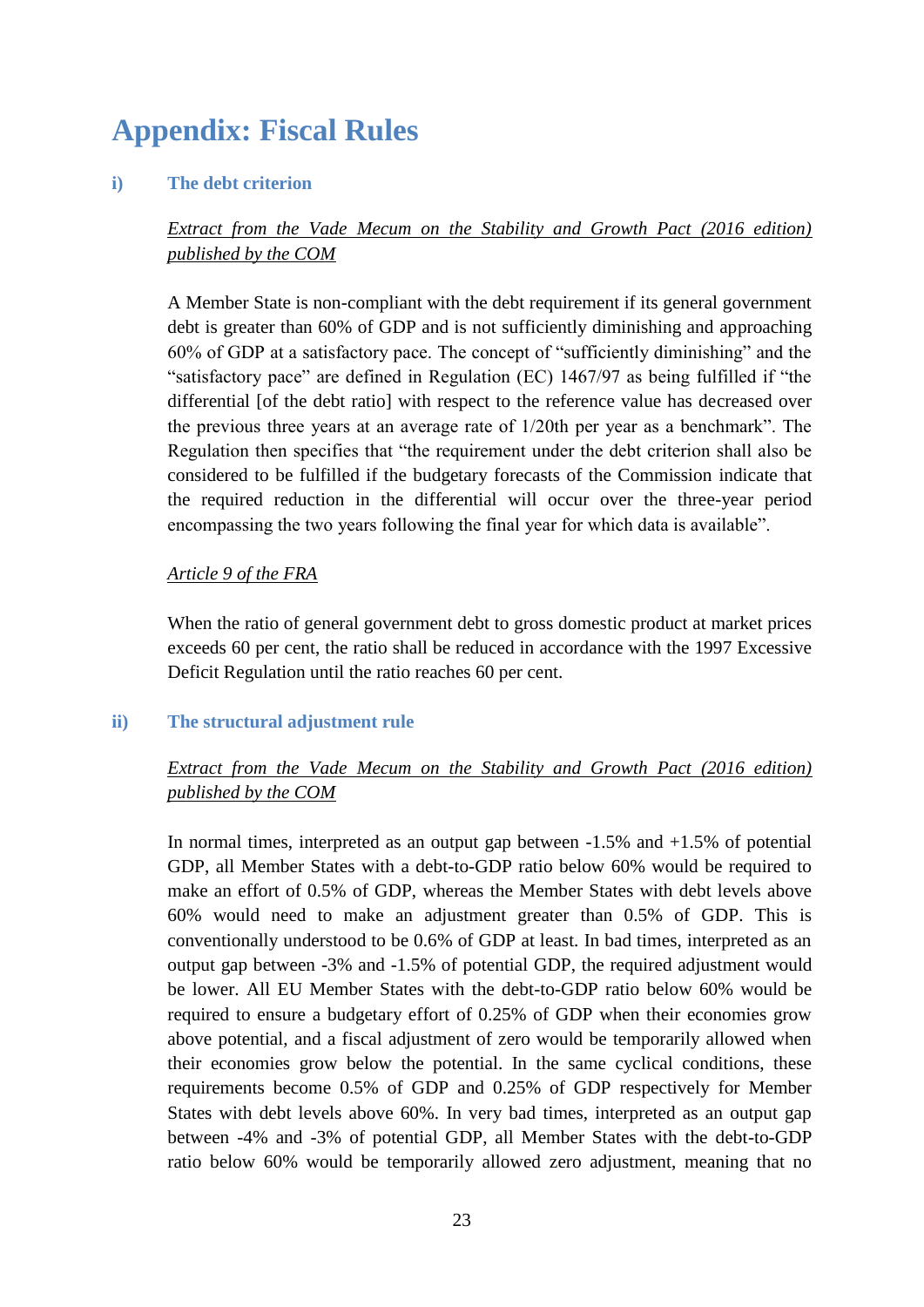# Appendix: Fiscal Rules

## i) The debt criterion

*Extract from the Vade Mecum on the Stability and Growth Pact (2016 edition) published by the COM*

A Member State is non-compliant with the debt requirement if its general government debt is greater than 60% of GDP and is not sufficiently diminishing and approaching 60% of GDP at a satisfactory pace. The concept of "sufficiently diminishing" and the "satisfactory pace" are defined in Regulation (EC) 1467/97 as being fulfilled if "the differential [of the debt ratio] with respect to the reference value has decreased over the previous three years at an average rate of 1/20th per year as a benchmark". The Regulation then specifies that "the requirement under the debt criterion shall also be considered to be fulfilled if the budgetary forecasts of the Commission indicate that the required reduction in the differential will occur over the three-year period encompassing the two years following the final year for which data is available".

*Article 9 of the FRA*

When the ratio of general government debt to gross domestic product at market prices exceeds 60 per cent, the ratio shall be reduced in accordance with the 1997 Excessive Deficit Regulation until the ratio reaches 60 per cent.

## ii) The structural adjustment rule

*Extract from the Vade Mecum on the Stability and Growth Pact (2016 edition) published by the COM*

In normal times, interpreted as an output gap between -1.5% and +1.5% of potential GDP, all Member States with a debt-to-GDP ratio below 60% would be required to make an effort of 0.5% of GDP, whereas the Member States with debt levels above 60% would need to make an adjustment greater than 0.5% of GDP. This is conventionally understood to be 0.6% of GDP at least. In bad times, interpreted as an output gap between -3% and -1.5% of potential GDP, the required adjustment would be lower. All EU Member States with the debt-to-GDP ratio below 60% would be required to ensure a budgetary effort of 0.25% of GDP when their economies grow above potential, and a fiscal adjustment of zero would be temporarily allowed when their economies grow below the potential. In the same cyclical conditions, these requirements become 0.5% of GDP and 0.25% of GDP respectively for Member States with debt levels above 60%. In very bad times, interpreted as an output gap between -4% and -3% of potential GDP, all Member States with the debt-to-GDP ratio below 60% would be temporarily allowed zero adjustment, meaning that no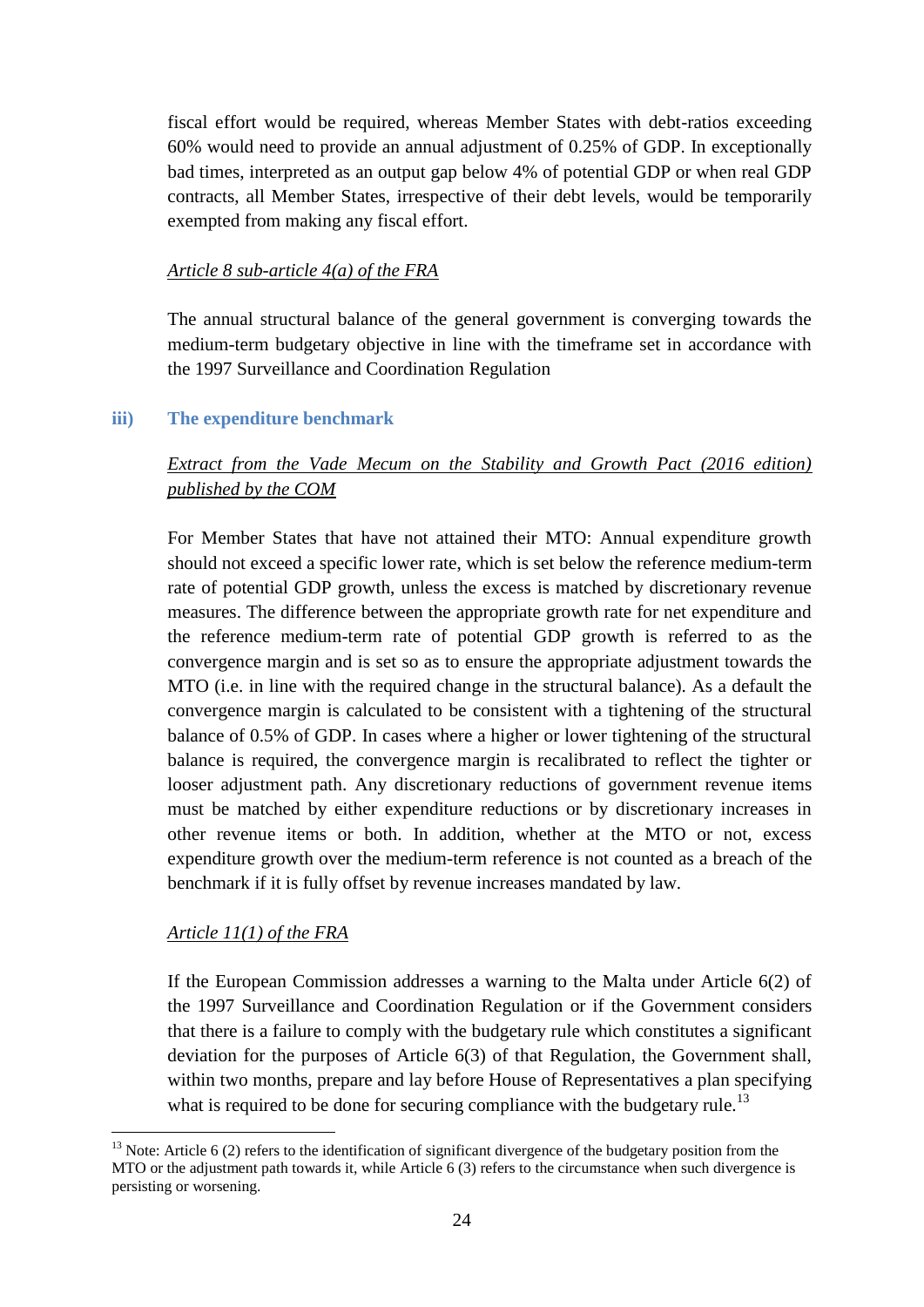fiscal effort would be required, whereas Member States with debt-ratios exceeding 60% would need to provide an annual adjustment of 0.25% of GDP. In exceptionally bad times, interpreted as an output gap below 4% of potential GDP or when real GDP contracts, all Member States, irrespective of their debt levels, would be temporarily exempted from making any fiscal effort.

*Article 8 sub-article 4(a) of the FRA*

The annual structural balance of the general government is converging towards the medium-term budgetary objective in line with the timeframe set in accordance with the 1997 Surveillance and Coordination Regulation

### iii) The expenditure benchmark

*Extract from the Vade Mecum on the Stability and Growth Pact (2016 edition) published by the COM*

For Member States that have not attained their MTO: Annual expenditure growth should not exceed a specific lower rate, which is set below the reference medium-term rate of potential GDP growth, unless the excess is matched by discretionary revenue measures. The difference between the appropriate growth rate for net expenditure and the reference medium-term rate of potential GDP growth is referred to as the convergence margin and is set so as to ensure the appropriate adjustment towards the MTO (i.e. in line with the required change in the structural balance). As a default the convergence margin is calculated to be consistent with a tightening of the structural balance of 0.5% of GDP. In cases where a higher or lower tightening of the structural balance is required, the convergence margin is recalibrated to reflect the tighter or looser adjustment path. Any discretionary reductions of government revenue items must be matched by either expenditure reductions or by discretionary increases in other revenue items or both. In addition, whether at the MTO or not, excess expenditure growth over the medium-term reference is not counted as a breach of the benchmark if it is fully offset by revenue increases mandated by law.

*Article 11(1) of the FRA*

If the European Commission addresses a warning to the Malta under Article 6(2) of the 1997 Surveillance and Coordination Regulation or if the Government considers that there is a failure to comply with the budgetary rule which constitutes a significant deviation for the purposes of Article 6(3) of that Regulation, the Government shall, within two months, prepare and lay before House of Representatives a plan specifying what is required to be done for securing compliance with the budgetary rule.[13]

[13] Note: Article 6 (2) refers to the identification of significant divergence of the budgetary position from the MTO or the adjustment path towards it, while Article 6 (3) refers to the circumstance when such divergence is persisting or worsening.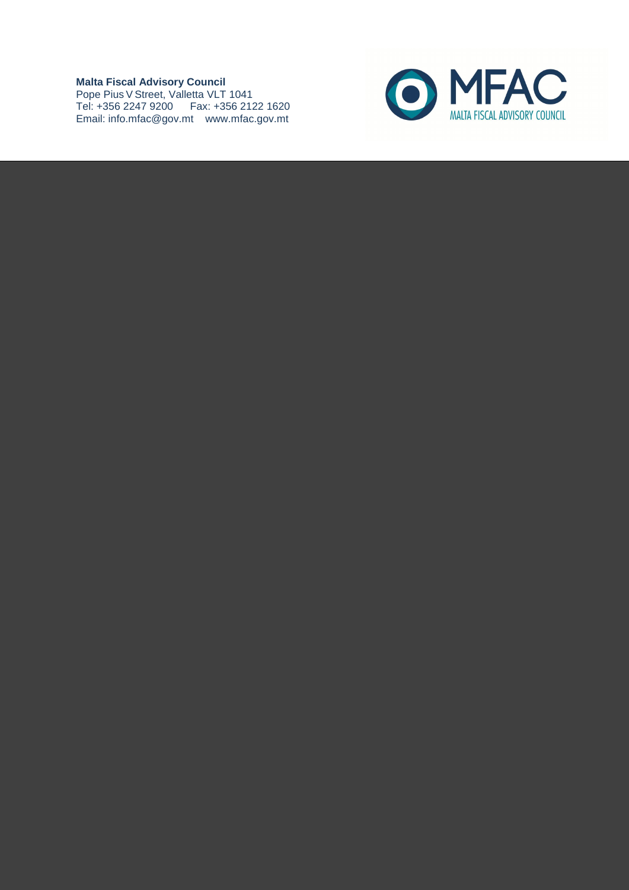**Malta Fiscal Advisory Council**
Pope Pius V Street, Valletta VLT 1041
Tel: +356 2247 9200 Fax: +356 2122 1620
Email: info.mfac@gov.mt www.mfac.gov.mt

MFAC
MALTA FISCAL ADVISORY COUNCIL